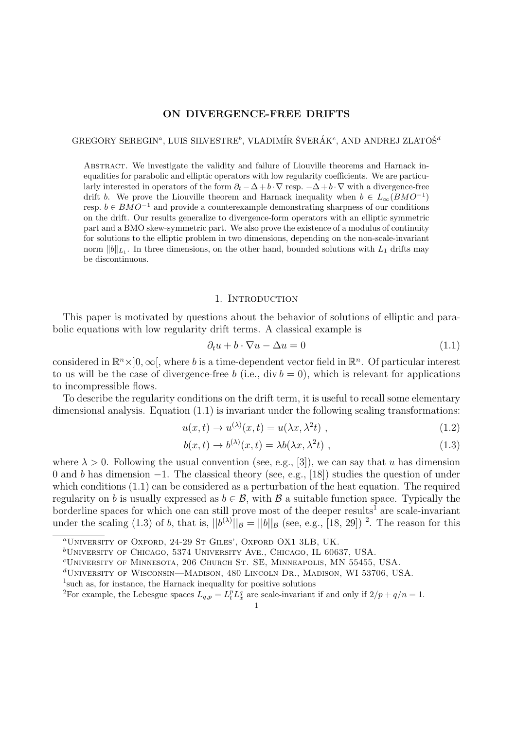# ON DIVERGENCE-FREE DRIFTS

GREGORY SEREGIN[a], LUIS SILVESTRE[b], VLADIMÍR ŠVERÁK[c], AND ANDREJ ZLATOŠ[d]

Abstract. We investigate the validity and failure of Liouville theorems and Harnack inequalities for parabolic and elliptic operators with low regularity coefficients. We are particularly interested in operators of the form $\partial_t - \Delta + b\cdot\nabla$ resp. $-\Delta + b\cdot\nabla$ with a divergence-free drift $b$. We prove the Liouville theorem and Harnack inequality when $b \in L_\infty(BMO^{-1})$ resp. $b \in BMO^{-1}$ and provide a counterexample demonstrating sharpness of our conditions on the drift. Our results generalize to divergence-form operators with an elliptic symmetric part and a BMO skew-symmetric part. We also prove the existence of a modulus of continuity for solutions to the elliptic problem in two dimensions, depending on the non-scale-invariant norm $\|b\|_{L_1}$. In three dimensions, on the other hand, bounded solutions with $L_1$ drifts may be discontinuous.

## 1. Introduction

This paper is motivated by questions about the behavior of solutions of elliptic and parabolic equations with low regularity drift terms. A classical example is

$$\partial_t u + b\cdot\nabla u - \Delta u = 0 \tag{1.1}$$

considered in $\mathbb{R}^n \times ]0,\infty[$, where $b$ is a time-dependent vector field in $\mathbb{R}^n$. Of particular interest to us will be the case of divergence-free $b$ (i.e., $\operatorname{div} b = 0$), which is relevant for applications to incompressible flows.

To describe the regularity conditions on the drift term, it is useful to recall some elementary dimensional analysis. Equation (1.1) is invariant under the following scaling transformations:

$$u(x,t) \to u^{(\lambda)}(x,t) = u(\lambda x, \lambda^2 t)\ , \tag{1.2}$$

$$b(x,t) \to b^{(\lambda)}(x,t) = \lambda b(\lambda x, \lambda^2 t)\ , \tag{1.3}$$

where $\lambda > 0$. Following the usual convention (see, e.g., [3]), we can say that $u$ has dimension 0 and $b$ has dimension $-1$. The classical theory (see, e.g., [18]) studies the question of under which conditions (1.1) can be considered as a perturbation of the heat equation. The required regularity on $b$ is usually expressed as $b \in \mathcal{B}$, with $\mathcal{B}$ a suitable function space. Typically the borderline spaces for which one can still prove most of the deeper results[1] are scale-invariant under the scaling (1.3) of $b$, that is, $||b^{(\lambda)}||_{\mathcal{B}} = ||b||_{\mathcal{B}}$ (see, e.g., [18, 29]) [2]. The reason for this

---

[a] University of Oxford, 24-29 St Giles', Oxford OX1 3LB, UK.

[b] University of Chicago, 5374 University Ave., Chicago, IL 60637, USA.

[c] University of Minnesota, 206 Church St. SE, Minneapolis, MN 55455, USA.

[d] University of Wisconsin—Madison, 480 Lincoln Dr., Madison, WI 53706, USA.

[1] such as, for instance, the Harnack inequality for positive solutions

[2] For example, the Lebesgue spaces $L_{q,p} = L_t^p L_x^q$ are scale-invariant if and only if $2/p + q/n = 1$.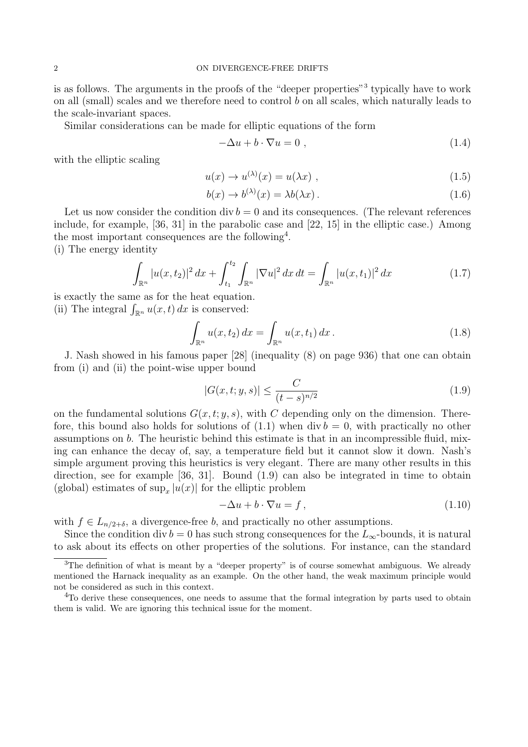is as follows. The arguments in the proofs of the "deeper properties"[3] typically have to work on all (small) scales and we therefore need to control $b$ on all scales, which naturally leads to the scale-invariant spaces.

Similar considerations can be made for elliptic equations of the form

$$-\Delta u + b \cdot \nabla u = 0 \, , \tag{1.4}$$

with the elliptic scaling

$$u(x) \to u^{(\lambda)}(x) = u(\lambda x) \, , \tag{1.5}$$

$$b(x) \to b^{(\lambda)}(x) = \lambda b(\lambda x) \, . \tag{1.6}$$

Let us now consider the condition $\operatorname{div} b = 0$ and its consequences. (The relevant references include, for example, [36, 31] in the parabolic case and [22, 15] in the elliptic case.) Among the most important consequences are the following[4].

(i) The energy identity

$$\int_{\mathbb{R}^n} |u(x,t_2)|^2 \, dx + \int_{t_1}^{t_2} \int_{\mathbb{R}^n} |\nabla u|^2 \, dx \, dt = \int_{\mathbb{R}^n} |u(x,t_1)|^2 \, dx \tag{1.7}$$

is exactly the same as for the heat equation.

(ii) The integral $\int_{\mathbb{R}^n} u(x,t)\, dx$ is conserved:

$$\int_{\mathbb{R}^n} u(x,t_2) \, dx = \int_{\mathbb{R}^n} u(x,t_1) \, dx \, . \tag{1.8}$$

J. Nash showed in his famous paper [28] (inequality (8) on page 936) that one can obtain from (i) and (ii) the point-wise upper bound

$$|G(x,t;y,s)| \leq \frac{C}{(t-s)^{n/2}} \tag{1.9}$$

on the fundamental solutions $G(x,t;y,s)$, with $C$ depending only on the dimension. Therefore, this bound also holds for solutions of (1.1) when $\operatorname{div} b = 0$, with practically no other assumptions on $b$. The heuristic behind this estimate is that in an incompressible fluid, mixing can enhance the decay of, say, a temperature field but it cannot slow it down. Nash's simple argument proving this heuristics is very elegant. There are many other results in this direction, see for example [36, 31]. Bound (1.9) can also be integrated in time to obtain (global) estimates of $\sup_x |u(x)|$ for the elliptic problem

$$-\Delta u + b \cdot \nabla u = f \, , \tag{1.10}$$

with $f \in L_{n/2+\delta}$, a divergence-free $b$, and practically no other assumptions.

Since the condition $\operatorname{div} b = 0$ has such strong consequences for the $L_\infty$-bounds, it is natural to ask about its effects on other properties of the solutions. For instance, can the standard

---

[3] The definition of what is meant by a "deeper property" is of course somewhat ambiguous. We already mentioned the Harnack inequality as an example. On the other hand, the weak maximum principle would not be considered as such in this context.

[4] To derive these consequences, one needs to assume that the formal integration by parts used to obtain them is valid. We are ignoring this technical issue for the moment.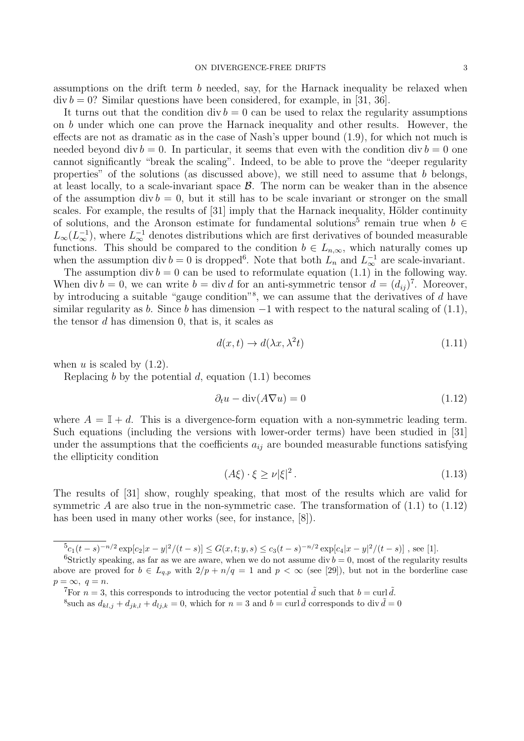assumptions on the drift term $b$ needed, say, for the Harnack inequality be relaxed when $\operatorname{div} b = 0$? Similar questions have been considered, for example, in [31, 36].

It turns out that the condition $\operatorname{div} b = 0$ can be used to relax the regularity assumptions on $b$ under which one can prove the Harnack inequality and other results. However, the effects are not as dramatic as in the case of Nash's upper bound (1.9), for which not much is needed beyond $\operatorname{div} b = 0$. In particular, it seems that even with the condition $\operatorname{div} b = 0$ one cannot significantly "break the scaling". Indeed, to be able to prove the "deeper regularity properties" of the solutions (as discussed above), we still need to assume that $b$ belongs, at least locally, to a scale-invariant space $\mathcal{B}$. The norm can be weaker than in the absence of the assumption $\operatorname{div} b = 0$, but it still has to be scale invariant or stronger on the small scales. For example, the results of [31] imply that the Harnack inequality, Hölder continuity of solutions, and the Aronson estimate for fundamental solutions[5] remain true when $b \in L_\infty(L_\infty^{-1})$, where $L_\infty^{-1}$ denotes distributions which are first derivatives of bounded measurable functions. This should be compared to the condition $b \in L_{n,\infty}$, which naturally comes up when the assumption $\operatorname{div} b = 0$ is dropped[6]. Note that both $L_n$ and $L_\infty^{-1}$ are scale-invariant.

The assumption $\operatorname{div} b = 0$ can be used to reformulate equation (1.1) in the following way. When $\operatorname{div} b = 0$, we can write $b = \operatorname{div} d$ for an anti-symmetric tensor $d = (d_{ij})$[7]. Moreover, by introducing a suitable "gauge condition"[8], we can assume that the derivatives of $d$ have similar regularity as $b$. Since $b$ has dimension $-1$ with respect to the natural scaling of (1.1), the tensor $d$ has dimension 0, that is, it scales as

$$d(x,t) \to d(\lambda x, \lambda^2 t) \tag{1.11}$$

when $u$ is scaled by (1.2).

Replacing $b$ by the potential $d$, equation (1.1) becomes

$$\partial_t u - \operatorname{div}(A \nabla u) = 0 \tag{1.12}$$

where $A = \mathbb{I} + d$. This is a divergence-form equation with a non-symmetric leading term. Such equations (including the versions with lower-order terms) have been studied in [31] under the assumptions that the coefficients $a_{ij}$ are bounded measurable functions satisfying the ellipticity condition

$$(A\xi) \cdot \xi \geq \nu |\xi|^2 \,. \tag{1.13}$$

The results of [31] show, roughly speaking, that most of the results which are valid for symmetric $A$ are also true in the non-symmetric case. The transformation of (1.1) to (1.12) has been used in many other works (see, for instance, [8]).

---

[5] $c_1(t-s)^{-n/2} \exp[c_2|x-y|^2/(t-s)] \leq G(x,t;y,s) \leq c_3(t-s)^{-n/2} \exp[c_4|x-y|^2/(t-s)]$ , see [1].

[6] Strictly speaking, as far as we are aware, when we do not assume $\operatorname{div} b = 0$, most of the regularity results above are proved for $b \in L_{q,p}$ with $2/p + n/q = 1$ and $p < \infty$ (see [29]), but not in the borderline case $p = \infty,\ q = n$.

[7] For $n = 3$, this corresponds to introducing the vector potential $\tilde{d}$ such that $b = \operatorname{curl} \tilde{d}$.

[8] such as $d_{kl,j} + d_{jk,l} + d_{lj,k} = 0$, which for $n = 3$ and $b = \operatorname{curl} \tilde{d}$ corresponds to $\operatorname{div} \tilde{d} = 0$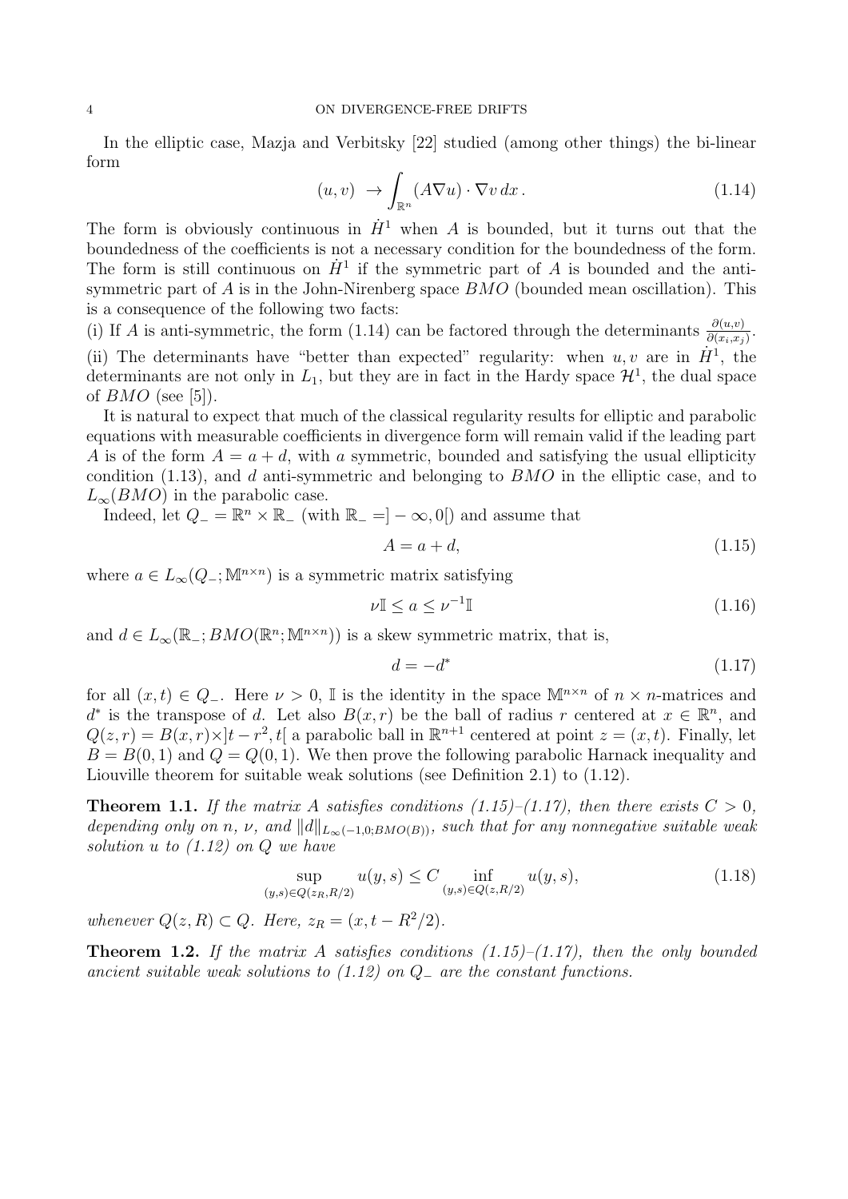In the elliptic case, Mazja and Verbitsky [22] studied (among other things) the bi-linear form

$$(u, v) \ \to \int_{\mathbb{R}^n} (A\nabla u) \cdot \nabla v \, dx \,. \tag{1.14}$$

The form is obviously continuous in $\dot{H}^1$ when $A$ is bounded, but it turns out that the boundedness of the coefficients is not a necessary condition for the boundedness of the form. The form is still continuous on $\dot{H}^1$ if the symmetric part of $A$ is bounded and the anti-symmetric part of $A$ is in the John-Nirenberg space $BMO$ (bounded mean oscillation). This is a consequence of the following two facts:

(i) If $A$ is anti-symmetric, the form (1.14) can be factored through the determinants $\frac{\partial(u,v)}{\partial(x_i,x_j)}$.

(ii) The determinants have "better than expected" regularity: when $u, v$ are in $\dot{H}^1$, the determinants are not only in $L_1$, but they are in fact in the Hardy space $\mathcal{H}^1$, the dual space of $BMO$ (see [5]).

It is natural to expect that much of the classical regularity results for elliptic and parabolic equations with measurable coefficients in divergence form will remain valid if the leading part $A$ is of the form $A = a + d$, with $a$ symmetric, bounded and satisfying the usual ellipticity condition (1.13), and $d$ anti-symmetric and belonging to $BMO$ in the elliptic case, and to $L_\infty(BMO)$ in the parabolic case.

Indeed, let $Q_- = \mathbb{R}^n \times \mathbb{R}_-$ (with $\mathbb{R}_- = ]-\infty, 0[$) and assume that

$$A = a + d, \tag{1.15}$$

where $a \in L_\infty(Q_-; \mathbb{M}^{n\times n})$ is a symmetric matrix satisfying

$$\nu \mathbb{I} \le a \le \nu^{-1}\mathbb{I} \tag{1.16}$$

and $d \in L_\infty(\mathbb{R}_-; BMO(\mathbb{R}^n; \mathbb{M}^{n\times n}))$ is a skew symmetric matrix, that is,

$$d = -d^* \tag{1.17}$$

for all $(x, t) \in Q_-$. Here $\nu > 0$, $\mathbb{I}$ is the identity in the space $\mathbb{M}^{n\times n}$ of $n \times n$-matrices and $d^*$ is the transpose of $d$. Let also $B(x, r)$ be the ball of radius $r$ centered at $x \in \mathbb{R}^n$, and $Q(z, r) = B(x, r) \times ]t - r^2, t[$ a parabolic ball in $\mathbb{R}^{n+1}$ centered at point $z = (x, t)$. Finally, let $B = B(0, 1)$ and $Q = Q(0, 1)$. We then prove the following parabolic Harnack inequality and Liouville theorem for suitable weak solutions (see Definition 2.1) to (1.12).

**Theorem 1.1.** *If the matrix $A$ satisfies conditions (1.15)–(1.17), then there exists $C > 0$, depending only on $n$, $\nu$, and $\|d\|_{L_\infty(-1,0;BMO(B))}$, such that for any nonnegative suitable weak solution $u$ to (1.12) on $Q$ we have*

$$\sup_{(y,s)\in Q(z_R,R/2)} u(y, s) \le C \inf_{(y,s)\in Q(z,R/2)} u(y, s), \tag{1.18}$$

*whenever $Q(z, R) \subset Q$. Here, $z_R = (x, t - R^2/2)$.*

**Theorem 1.2.** *If the matrix $A$ satisfies conditions (1.15)–(1.17), then the only bounded ancient suitable weak solutions to (1.12) on $Q_-$ are the constant functions.*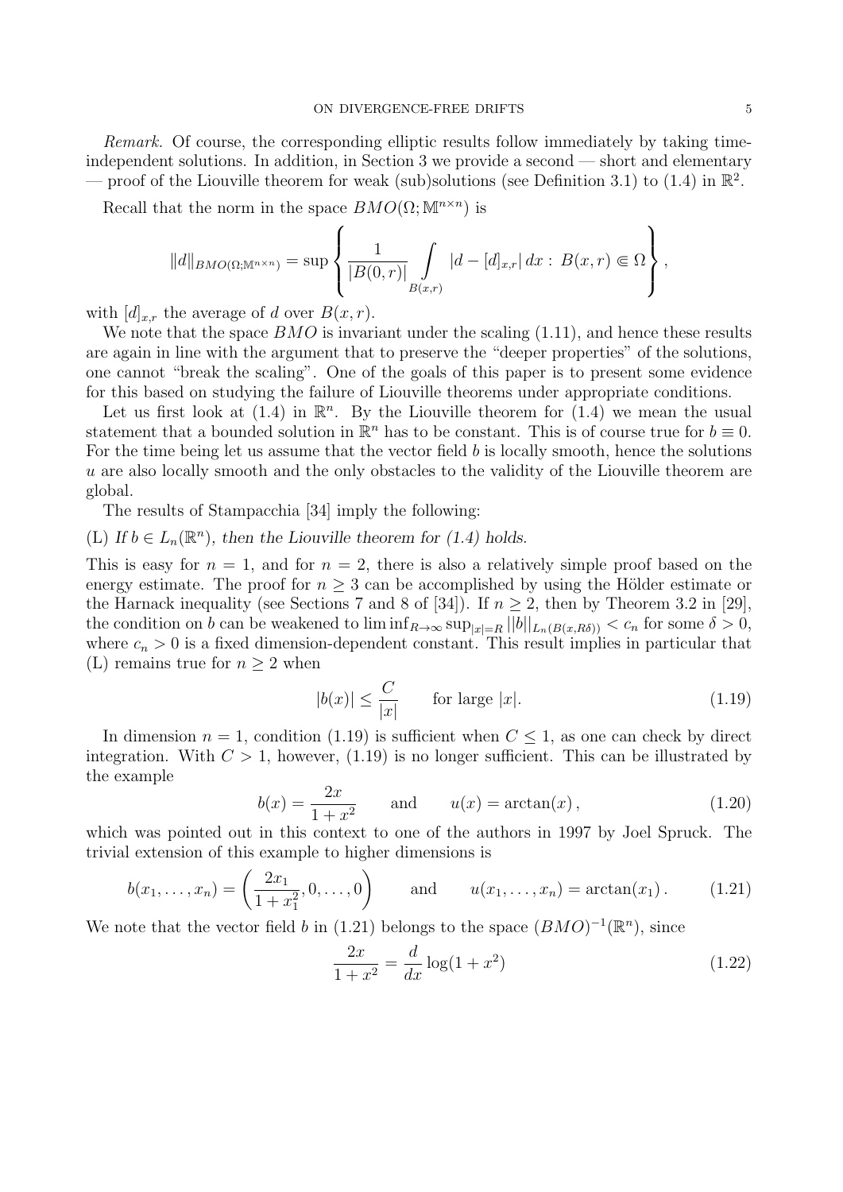*Remark.* Of course, the corresponding elliptic results follow immediately by taking time-independent solutions. In addition, in Section 3 we provide a second — short and elementary — proof of the Liouville theorem for weak (sub)solutions (see Definition 3.1) to (1.4) in $\mathbb{R}^2$.

Recall that the norm in the space $BMO(\Omega; \mathbb{M}^{n\times n})$ is

$$\|d\|_{BMO(\Omega;\mathbb{M}^{n\times n})} = \sup \left\{ \frac{1}{|B(0,r)|} \int\limits_{B(x,r)} |d - [d]_{x,r}|\, dx : \, B(x,r) \Subset \Omega \right\},$$

with $[d]_{x,r}$ the average of $d$ over $B(x,r)$.

We note that the space $BMO$ is invariant under the scaling (1.11), and hence these results are again in line with the argument that to preserve the "deeper properties" of the solutions, one cannot "break the scaling". One of the goals of this paper is to present some evidence for this based on studying the failure of Liouville theorems under appropriate conditions.

Let us first look at (1.4) in $\mathbb{R}^n$. By the Liouville theorem for (1.4) we mean the usual statement that a bounded solution in $\mathbb{R}^n$ has to be constant. This is of course true for $b \equiv 0$. For the time being let us assume that the vector field $b$ is locally smooth, hence the solutions $u$ are also locally smooth and the only obstacles to the validity of the Liouville theorem are global.

The results of Stampacchia [34] imply the following:

(L) *If $b \in L_n(\mathbb{R}^n)$, then the Liouville theorem for (1.4) holds.*

This is easy for $n = 1$, and for $n = 2$, there is also a relatively simple proof based on the energy estimate. The proof for $n \geq 3$ can be accomplished by using the Hölder estimate or the Harnack inequality (see Sections 7 and 8 of [34]). If $n \geq 2$, then by Theorem 3.2 in [29], the condition on $b$ can be weakened to $\liminf_{R\to\infty} \sup_{|x|=R} ||b||_{L_n(B(x,R\delta))} < c_n$ for some $\delta > 0$, where $c_n > 0$ is a fixed dimension-dependent constant. This result implies in particular that (L) remains true for $n \geq 2$ when

$$|b(x)| \leq \frac{C}{|x|} \qquad \text{for large } |x|. \tag{1.19}$$

In dimension $n = 1$, condition (1.19) is sufficient when $C \leq 1$, as one can check by direct integration. With $C > 1$, however, (1.19) is no longer sufficient. This can be illustrated by the example

$$b(x) = \frac{2x}{1+x^2} \qquad \text{and} \qquad u(x) = \arctan(x)\,, \tag{1.20}$$

which was pointed out in this context to one of the authors in 1997 by Joel Spruck. The trivial extension of this example to higher dimensions is

$$b(x_1, \ldots, x_n) = \left( \frac{2x_1}{1+x_1^2}, 0, \ldots, 0 \right) \qquad \text{and} \qquad u(x_1, \ldots, x_n) = \arctan(x_1)\,. \tag{1.21}$$

We note that the vector field $b$ in (1.21) belongs to the space $(BMO)^{-1}(\mathbb{R}^n)$, since

$$\frac{2x}{1+x^2} = \frac{d}{dx} \log(1+x^2) \tag{1.22}$$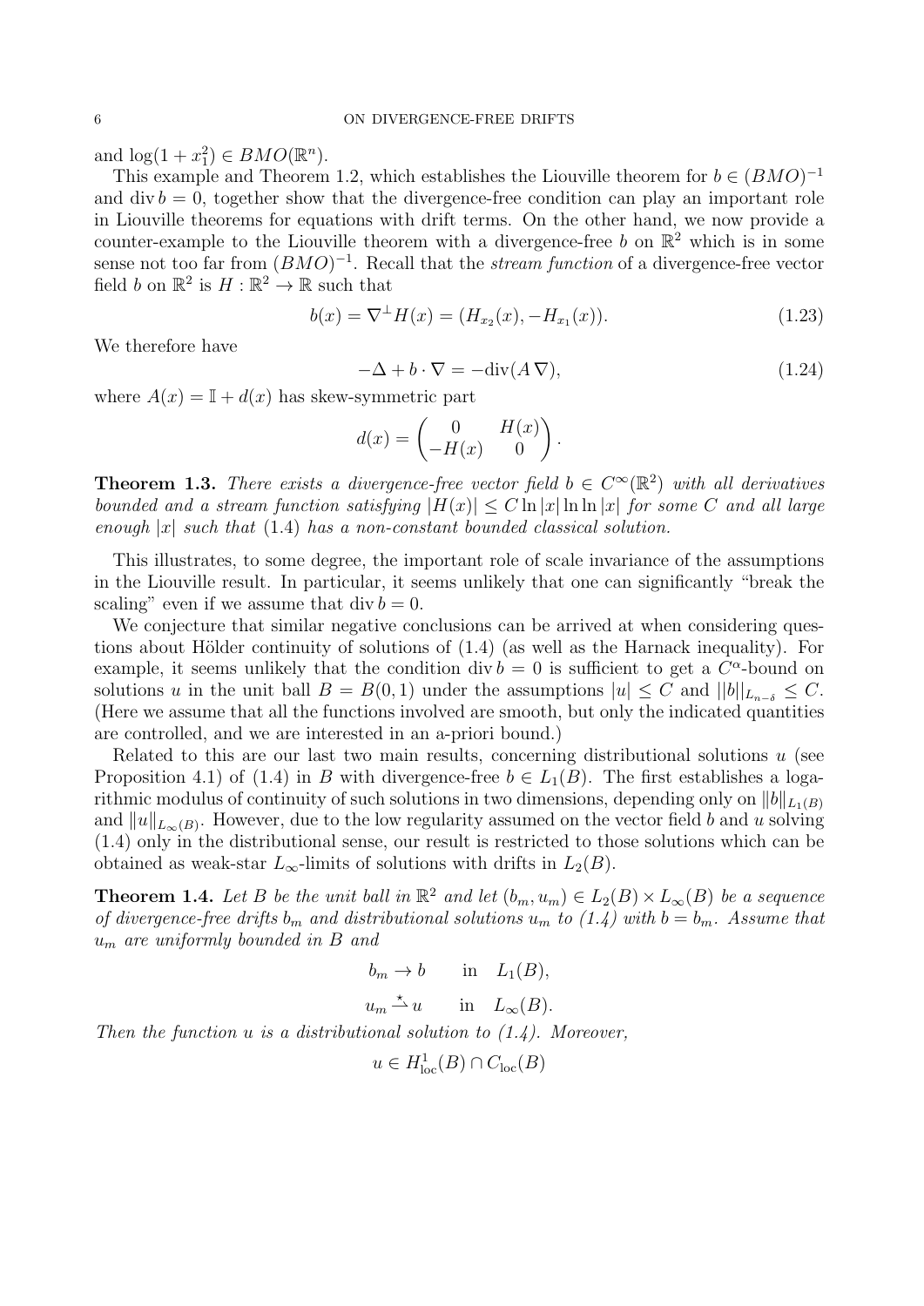and $\log(1 + x_1^2) \in BMO(\mathbb{R}^n)$.

This example and Theorem 1.2, which establishes the Liouville theorem for $b \in (BMO)^{-1}$ and $\operatorname{div} b = 0$, together show that the divergence-free condition can play an important role in Liouville theorems for equations with drift terms. On the other hand, we now provide a counter-example to the Liouville theorem with a divergence-free $b$ on $\mathbb{R}^2$ which is in some sense not too far from $(BMO)^{-1}$. Recall that the *stream function* of a divergence-free vector field $b$ on $\mathbb{R}^2$ is $H : \mathbb{R}^2 \to \mathbb{R}$ such that

$$b(x) = \nabla^\perp H(x) = (H_{x_2}(x), -H_{x_1}(x)). \tag{1.23}$$

We therefore have

$$-\Delta + b \cdot \nabla = -\operatorname{div}(A\,\nabla), \tag{1.24}$$

where $A(x) = \mathbb{I} + d(x)$ has skew-symmetric part

$$d(x) = \begin{pmatrix} 0 & H(x) \\ -H(x) & 0 \end{pmatrix}.$$

**Theorem 1.3.** *There exists a divergence-free vector field $b \in C^\infty(\mathbb{R}^2)$ with all derivatives bounded and a stream function satisfying $|H(x)| \le C \ln|x| \ln\ln|x|$ for some $C$ and all large enough $|x|$ such that (1.4) has a non-constant bounded classical solution.*

This illustrates, to some degree, the important role of scale invariance of the assumptions in the Liouville result. In particular, it seems unlikely that one can significantly "break the scaling" even if we assume that $\operatorname{div} b = 0$.

We conjecture that similar negative conclusions can be arrived at when considering questions about Hölder continuity of solutions of (1.4) (as well as the Harnack inequality). For example, it seems unlikely that the condition $\operatorname{div} b = 0$ is sufficient to get a $C^\alpha$-bound on solutions $u$ in the unit ball $B = B(0,1)$ under the assumptions $|u| \le C$ and $||b||_{L_{n-\delta}} \le C$. (Here we assume that all the functions involved are smooth, but only the indicated quantities are controlled, and we are interested in an a-priori bound.)

Related to this are our last two main results, concerning distributional solutions $u$ (see Proposition 4.1) of (1.4) in $B$ with divergence-free $b \in L_1(B)$. The first establishes a logarithmic modulus of continuity of such solutions in two dimensions, depending only on $\|b\|_{L_1(B)}$ and $\|u\|_{L_\infty(B)}$. However, due to the low regularity assumed on the vector field $b$ and $u$ solving (1.4) only in the distributional sense, our result is restricted to those solutions which can be obtained as weak-star $L_\infty$-limits of solutions with drifts in $L_2(B)$.

**Theorem 1.4.** *Let $B$ be the unit ball in $\mathbb{R}^2$ and let $(b_m, u_m) \in L_2(B) \times L_\infty(B)$ be a sequence of divergence-free drifts $b_m$ and distributional solutions $u_m$ to (1.4) with $b = b_m$. Assume that $u_m$ are uniformly bounded in $B$ and*

$$b_m \to b \qquad \text{in} \quad L_1(B),$$

$$u_m \overset{\star}{\rightharpoonup} u \qquad \text{in} \quad L_\infty(B).$$

*Then the function $u$ is a distributional solution to (1.4). Moreover,*

$$u \in H^1_{\text{loc}}(B) \cap C_{\text{loc}}(B)$$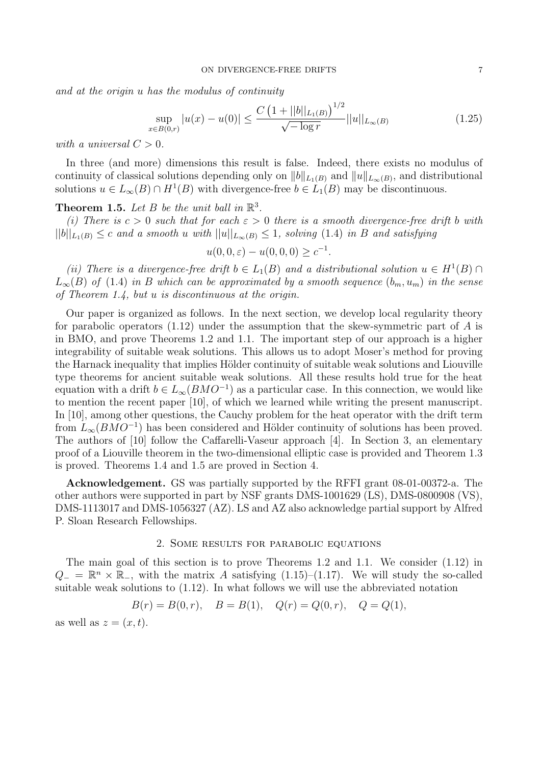*and at the origin $u$ has the modulus of continuity*

$$\sup_{x\in B(0,r)}|u(x)-u(0)|\leq \frac{C\left(1+||b||_{L_1(B)}\right)^{1/2}}{\sqrt{-\log r}}||u||_{L_\infty(B)} \tag{1.25}$$

*with a universal $C>0$.*

In three (and more) dimensions this result is false. Indeed, there exists no modulus of continuity of classical solutions depending only on $\|b\|_{L_1(B)}$ and $\|u\|_{L_\infty(B)}$, and distributional solutions $u\in L_\infty(B)\cap H^1(B)$ with divergence-free $b\in L_1(B)$ may be discontinuous.

**Theorem 1.5.** *Let $B$ be the unit ball in $\mathbb{R}^3$.*

*(i) There is $c>0$ such that for each $\varepsilon>0$ there is a smooth divergence-free drift $b$ with $||b||_{L_1(B)}\leq c$ and a smooth $u$ with $||u||_{L_\infty(B)}\leq 1$, solving (1.4) in $B$ and satisfying*

$$u(0,0,\varepsilon)-u(0,0,0)\geq c^{-1}.$$

*(ii) There is a divergence-free drift $b\in L_1(B)$ and a distributional solution $u\in H^1(B)\cap L_\infty(B)$ of (1.4) in $B$ which can be approximated by a smooth sequence $(b_m,u_m)$ in the sense of Theorem 1.4, but $u$ is discontinuous at the origin.*

Our paper is organized as follows. In the next section, we develop local regularity theory for parabolic operators (1.12) under the assumption that the skew-symmetric part of $A$ is in BMO, and prove Theorems 1.2 and 1.1. The important step of our approach is a higher integrability of suitable weak solutions. This allows us to adopt Moser's method for proving the Harnack inequality that implies Hölder continuity of suitable weak solutions and Liouville type theorems for ancient suitable weak solutions. All these results hold true for the heat equation with a drift $b\in L_\infty(BMO^{-1})$ as a particular case. In this connection, we would like to mention the recent paper [10], of which we learned while writing the present manuscript. In [10], among other questions, the Cauchy problem for the heat operator with the drift term from $L_\infty(BMO^{-1})$ has been considered and Hölder continuity of solutions has been proved. The authors of [10] follow the Caffarelli-Vaseur approach [4]. In Section 3, an elementary proof of a Liouville theorem in the two-dimensional elliptic case is provided and Theorem 1.3 is proved. Theorems 1.4 and 1.5 are proved in Section 4.

**Acknowledgement.** GS was partially supported by the RFFI grant 08-01-00372-a. The other authors were supported in part by NSF grants DMS-1001629 (LS), DMS-0800908 (VS), DMS-1113017 and DMS-1056327 (AZ). LS and AZ also acknowledge partial support by Alfred P. Sloan Research Fellowships.

## 2. Some results for parabolic equations

The main goal of this section is to prove Theorems 1.2 and 1.1. We consider (1.12) in $Q_-=\mathbb{R}^n\times\mathbb{R}_-$, with the matrix $A$ satisfying (1.15)–(1.17). We will study the so-called suitable weak solutions to (1.12). In what follows we will use the abbreviated notation

$$B(r)=B(0,r),\quad B=B(1),\quad Q(r)=Q(0,r),\quad Q=Q(1),$$

as well as $z=(x,t)$.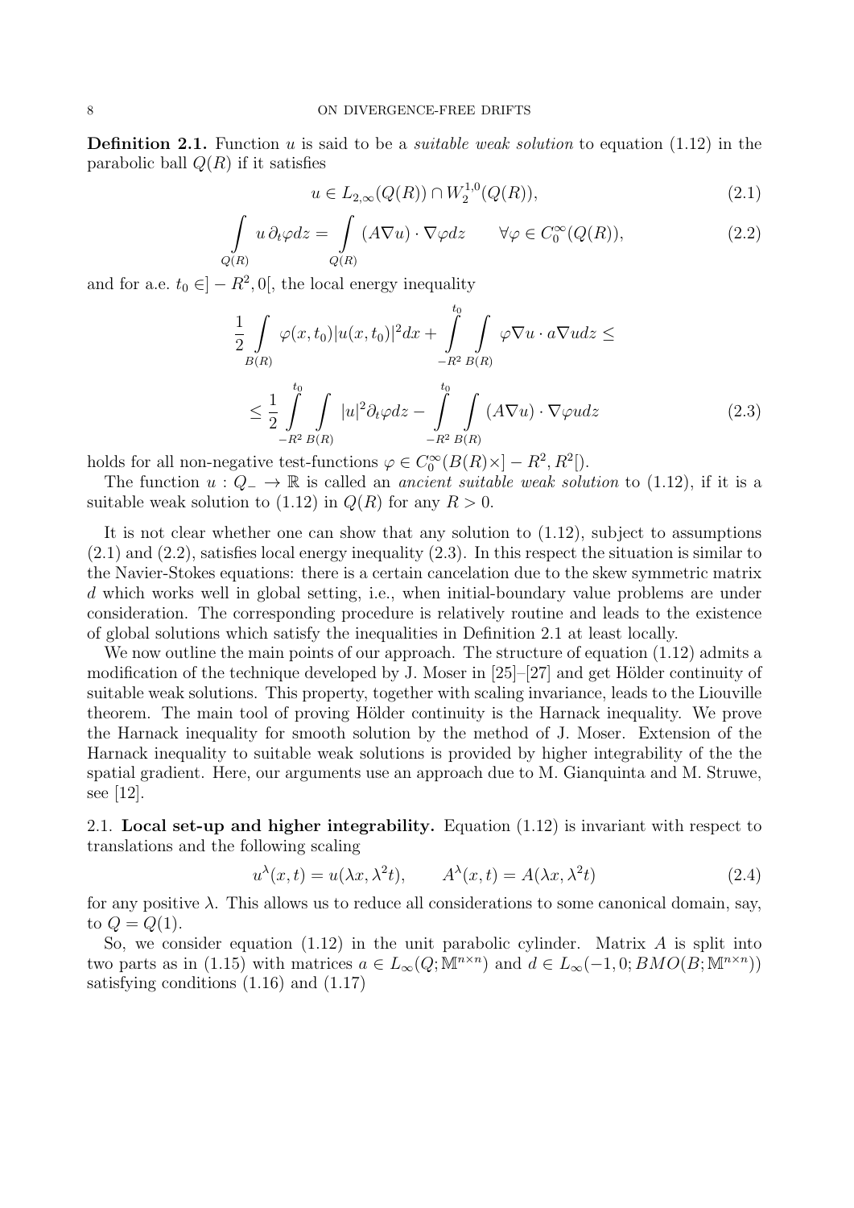**Definition 2.1.** Function $u$ is said to be a *suitable weak solution* to equation (1.12) in the parabolic ball $Q(R)$ if it satisfies

$$u \in L_{2,\infty}(Q(R)) \cap W^{1,0}_2(Q(R)), \tag{2.1}$$

$$\int\limits_{Q(R)} u\, \partial_t \varphi dz = \int\limits_{Q(R)} (A\nabla u) \cdot \nabla \varphi dz \qquad \forall \varphi \in C^\infty_0(Q(R)), \tag{2.2}$$

and for a.e. $t_0 \in ]-R^2, 0[$, the local energy inequality

$$\frac{1}{2}\int\limits_{B(R)} \varphi(x,t_0)|u(x,t_0)|^2 dx + \int\limits_{-R^2}^{t_0}\int\limits_{B(R)} \varphi \nabla u \cdot a \nabla u dz \leq$$

$$\leq \frac{1}{2}\int\limits_{-R^2}^{t_0}\int\limits_{B(R)} |u|^2 \partial_t \varphi dz - \int\limits_{-R^2}^{t_0}\int\limits_{B(R)} (A\nabla u)\cdot \nabla \varphi u dz \tag{2.3}$$

holds for all non-negative test-functions $\varphi \in C^\infty_0(B(R) \times ]-R^2, R^2[)$.

The function $u : Q_- \to \mathbb{R}$ is called an *ancient suitable weak solution* to (1.12), if it is a suitable weak solution to (1.12) in $Q(R)$ for any $R > 0$.

It is not clear whether one can show that any solution to (1.12), subject to assumptions (2.1) and (2.2), satisfies local energy inequality (2.3). In this respect the situation is similar to the Navier-Stokes equations: there is a certain cancelation due to the skew symmetric matrix $d$ which works well in global setting, i.e., when initial-boundary value problems are under consideration. The corresponding procedure is relatively routine and leads to the existence of global solutions which satisfy the inequalities in Definition 2.1 at least locally.

We now outline the main points of our approach. The structure of equation (1.12) admits a modification of the technique developed by J. Moser in [25]–[27] and get Hölder continuity of suitable weak solutions. This property, together with scaling invariance, leads to the Liouville theorem. The main tool of proving Hölder continuity is the Harnack inequality. We prove the Harnack inequality for smooth solution by the method of J. Moser. Extension of the Harnack inequality to suitable weak solutions is provided by higher integrability of the the spatial gradient. Here, our arguments use an approach due to M. Gianquinta and M. Struwe, see [12].

2.1. **Local set-up and higher integrability.** Equation (1.12) is invariant with respect to translations and the following scaling

$$u^\lambda(x,t) = u(\lambda x, \lambda^2 t), \qquad A^\lambda(x,t) = A(\lambda x, \lambda^2 t) \tag{2.4}$$

for any positive $\lambda$. This allows us to reduce all considerations to some canonical domain, say, to $Q = Q(1)$.

So, we consider equation (1.12) in the unit parabolic cylinder. Matrix $A$ is split into two parts as in (1.15) with matrices $a \in L_\infty(Q; \mathbb{M}^{n\times n})$ and $d \in L_\infty(-1, 0; BMO(B; \mathbb{M}^{n\times n}))$ satisfying conditions (1.16) and (1.17)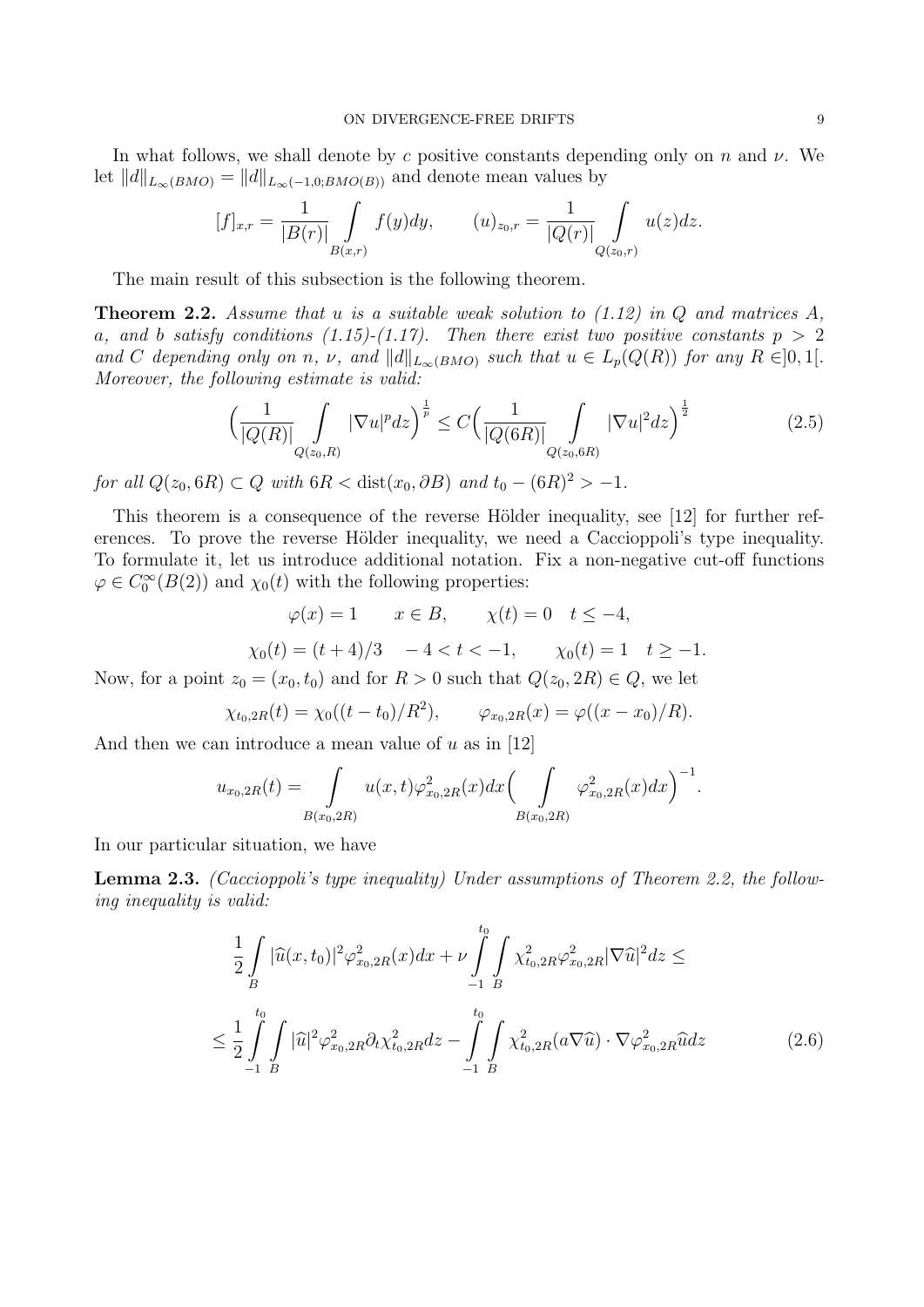In what follows, we shall denote by $c$ positive constants depending only on $n$ and $\nu$. We let $\|d\|_{L_\infty(BMO)} = \|d\|_{L_\infty(-1,0;BMO(B))}$ and denote mean values by

$$[f]_{x,r} = \frac{1}{|B(r)|}\int\limits_{B(x,r)} f(y)dy, \qquad (u)_{z_0,r} = \frac{1}{|Q(r)|}\int\limits_{Q(z_0,r)} u(z)dz.$$

The main result of this subsection is the following theorem.

**Theorem 2.2.** *Assume that $u$ is a suitable weak solution to (1.12) in $Q$ and matrices $A$, $a$, and $b$ satisfy conditions (1.15)-(1.17). Then there exist two positive constants $p > 2$ and $C$ depending only on $n$, $\nu$, and $\|d\|_{L_\infty(BMO)}$ such that $u \in L_p(Q(R))$ for any $R \in ]0,1[$. Moreover, the following estimate is valid:*

$$\Big(\frac{1}{|Q(R)|}\int\limits_{Q(z_0,R)} |\nabla u|^p dz\Big)^{\frac{1}{p}} \leq C\Big(\frac{1}{|Q(6R)|}\int\limits_{Q(z_0,6R)} |\nabla u|^2 dz\Big)^{\frac{1}{2}} \tag{2.5}$$

*for all $Q(z_0, 6R) \subset Q$ with $6R < \mathrm{dist}(x_0, \partial B)$ and $t_0 - (6R)^2 > -1$.*

This theorem is a consequence of the reverse Hölder inequality, see [12] for further references. To prove the reverse Hölder inequality, we need a Caccioppoli's type inequality. To formulate it, let us introduce additional notation. Fix a non-negative cut-off functions $\varphi \in C_0^\infty(B(2))$ and $\chi_0(t)$ with the following properties:

$$\varphi(x) = 1 \qquad x \in B, \qquad \chi(t) = 0 \quad t \leq -4,$$

$$\chi_0(t) = (t+4)/3 \quad -4 < t < -1, \qquad \chi_0(t) = 1 \quad t \geq -1.$$

Now, for a point $z_0 = (x_0, t_0)$ and for $R > 0$ such that $Q(z_0, 2R) \in Q$, we let

$$\chi_{t_0,2R}(t) = \chi_0((t-t_0)/R^2), \qquad \varphi_{x_0,2R}(x) = \varphi((x-x_0)/R).$$

And then we can introduce a mean value of $u$ as in [12]

$$u_{x_0,2R}(t) = \int\limits_{B(x_0,2R)} u(x,t)\varphi^2_{x_0,2R}(x)dx\Big(\int\limits_{B(x_0,2R)} \varphi^2_{x_0,2R}(x)dx\Big)^{-1}.$$

In our particular situation, we have

**Lemma 2.3.** *(Caccioppoli's type inequality) Under assumptions of Theorem 2.2, the following inequality is valid:*

$$\frac{1}{2}\int\limits_B |\widehat{u}(x,t_0)|^2\varphi^2_{x_0,2R}(x)dx + \nu\int\limits_{-1}^{t_0}\int\limits_B \chi^2_{t_0,2R}\varphi^2_{x_0,2R}|\nabla\widehat{u}|^2 dz \leq$$

$$\leq \frac{1}{2}\int\limits_{-1}^{t_0}\int\limits_B |\widehat{u}|^2\varphi^2_{x_0,2R}\partial_t\chi^2_{t_0,2R}dz - \int\limits_{-1}^{t_0}\int\limits_B \chi^2_{t_0,2R}(a\nabla\widehat{u})\cdot\nabla\varphi^2_{x_0,2R}\widehat{u}dz \tag{2.6}$$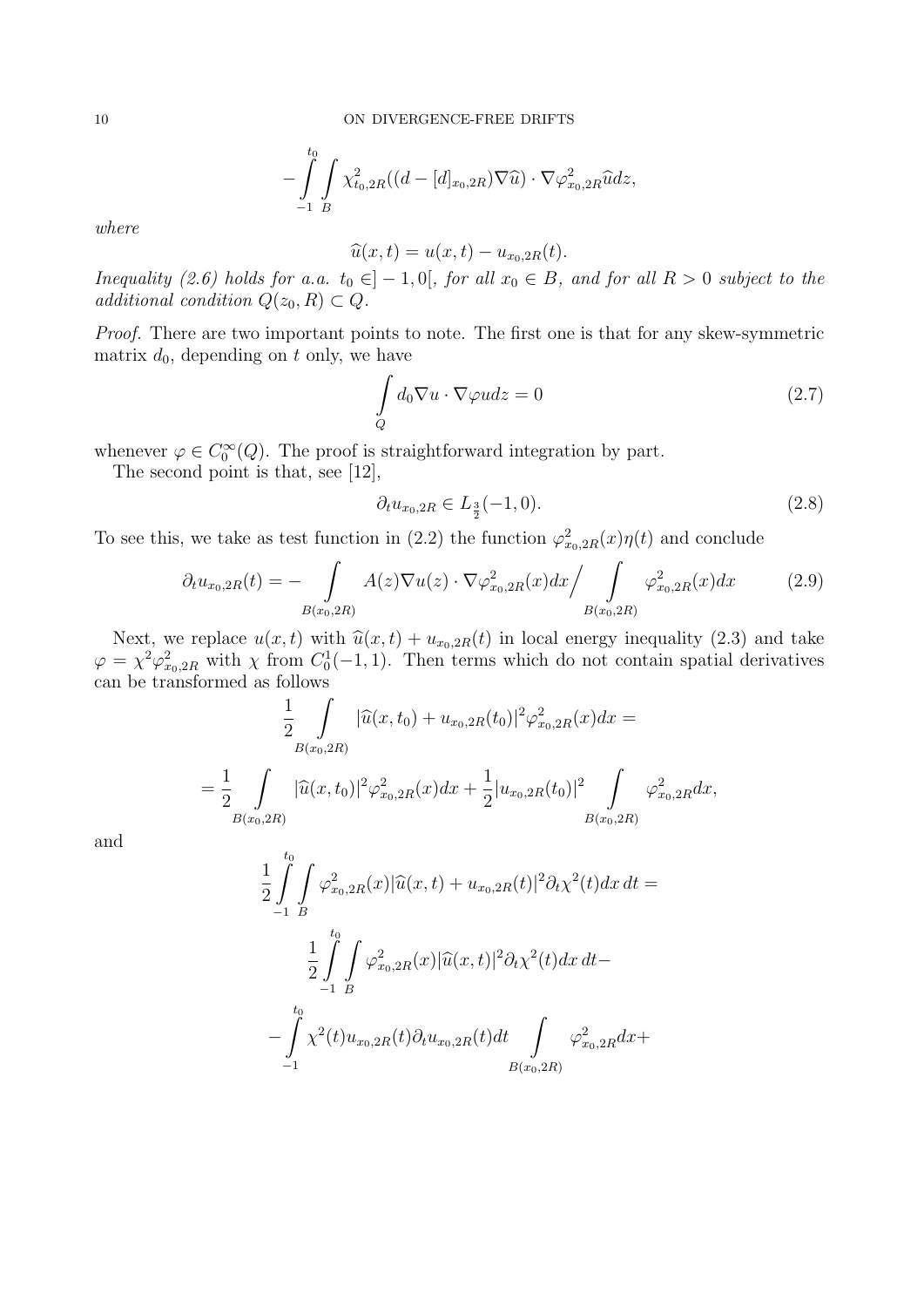$$-\int\limits_{-1}^{t_0}\int\limits_B \chi^2_{t_0,2R}((d-[d]_{x_0,2R})\nabla\widehat{u})\cdot\nabla\varphi^2_{x_0,2R}\widehat{u}dz,$$

*where*

$$\widehat{u}(x,t)=u(x,t)-u_{x_0,2R}(t).$$

*Inequality (2.6) holds for a.a. $t_0\in]-1,0[$, for all $x_0\in B$, and for all $R>0$ subject to the additional condition $Q(z_0,R)\subset Q$.*

*Proof.* There are two important points to note. The first one is that for any skew-symmetric matrix $d_0$, depending on $t$ only, we have

$$\int\limits_Q d_0\nabla u\cdot\nabla\varphi u dz=0 \tag{2.7}$$

whenever $\varphi\in C^\infty_0(Q)$. The proof is straightforward integration by part.

The second point is that, see [12],

$$\partial_t u_{x_0,2R}\in L_{\frac32}(-1,0). \tag{2.8}$$

To see this, we take as test function in (2.2) the function $\varphi^2_{x_0,2R}(x)\eta(t)$ and conclude

$$\partial_t u_{x_0,2R}(t)=-\int\limits_{B(x_0,2R)}A(z)\nabla u(z)\cdot\nabla\varphi^2_{x_0,2R}(x)dx\Big/\int\limits_{B(x_0,2R)}\varphi^2_{x_0,2R}(x)dx \tag{2.9}$$

Next, we replace $u(x,t)$ with $\widehat{u}(x,t)+u_{x_0,2R}(t)$ in local energy inequality (2.3) and take $\varphi=\chi^2\varphi^2_{x_0,2R}$ with $\chi$ from $C^1_0(-1,1)$. Then terms which do not contain spatial derivatives can be transformed as follows

$$\frac12\int\limits_{B(x_0,2R)}|\widehat{u}(x,t_0)+u_{x_0,2R}(t_0)|^2\varphi^2_{x_0,2R}(x)dx=$$

$$=\frac12\int\limits_{B(x_0,2R)}|\widehat{u}(x,t_0)|^2\varphi^2_{x_0,2R}(x)dx+\frac12|u_{x_0,2R}(t_0)|^2\int\limits_{B(x_0,2R)}\varphi^2_{x_0,2R}dx,$$

and

$$\frac12\int\limits_{-1}^{t_0}\int\limits_B\varphi^2_{x_0,2R}(x)|\widehat{u}(x,t)+u_{x_0,2R}(t)|^2\partial_t\chi^2(t)dx\,dt=$$

$$\frac12\int\limits_{-1}^{t_0}\int\limits_B\varphi^2_{x_0,2R}(x)|\widehat{u}(x,t)|^2\partial_t\chi^2(t)dx\,dt-$$

$$-\int\limits_{-1}^{t_0}\chi^2(t)u_{x_0,2R}(t)\partial_t u_{x_0,2R}(t)dt\int\limits_{B(x_0,2R)}\varphi^2_{x_0,2R}dx+$$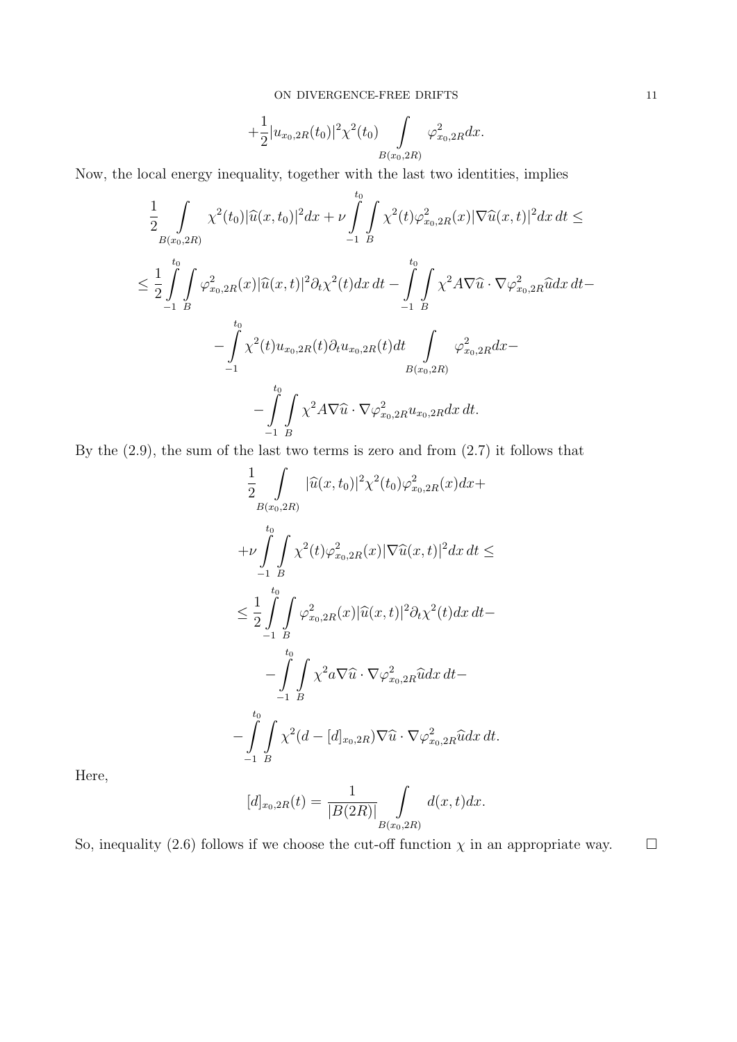$$+\frac{1}{2}|u_{x_0,2R}(t_0)|^2\chi^2(t_0)\int\limits_{B(x_0,2R)}\varphi^2_{x_0,2R}dx.$$

Now, the local energy inequality, together with the last two identities, implies

$$\frac{1}{2}\int\limits_{B(x_0,2R)}\chi^2(t_0)|\widehat{u}(x,t_0)|^2dx+\nu\int\limits_{-1}^{t_0}\int\limits_{B}\chi^2(t)\varphi^2_{x_0,2R}(x)|\nabla\widehat{u}(x,t)|^2dx\,dt\leq$$

$$\leq\frac{1}{2}\int\limits_{-1}^{t_0}\int\limits_{B}\varphi^2_{x_0,2R}(x)|\widehat{u}(x,t)|^2\partial_t\chi^2(t)dx\,dt-\int\limits_{-1}^{t_0}\int\limits_{B}\chi^2A\nabla\widehat{u}\cdot\nabla\varphi^2_{x_0,2R}\widehat{u}dx\,dt-$$

$$-\int\limits_{-1}^{t_0}\chi^2(t)u_{x_0,2R}(t)\partial_t u_{x_0,2R}(t)dt\int\limits_{B(x_0,2R)}\varphi^2_{x_0,2R}dx-$$

$$-\int\limits_{-1}^{t_0}\int\limits_{B}\chi^2A\nabla\widehat{u}\cdot\nabla\varphi^2_{x_0,2R}u_{x_0,2R}dx\,dt.$$

By the (2.9), the sum of the last two terms is zero and from (2.7) it follows that

$$\frac{1}{2}\int\limits_{B(x_0,2R)}|\widehat{u}(x,t_0)|^2\chi^2(t_0)\varphi^2_{x_0,2R}(x)dx+$$

$$+\nu\int\limits_{-1}^{t_0}\int\limits_{B}\chi^2(t)\varphi^2_{x_0,2R}(x)|\nabla\widehat{u}(x,t)|^2dx\,dt\leq$$

$$\leq\frac{1}{2}\int\limits_{-1}^{t_0}\int\limits_{B}\varphi^2_{x_0,2R}(x)|\widehat{u}(x,t)|^2\partial_t\chi^2(t)dx\,dt-$$

$$-\int\limits_{-1}^{t_0}\int\limits_{B}\chi^2a\nabla\widehat{u}\cdot\nabla\varphi^2_{x_0,2R}\widehat{u}dx\,dt-$$

$$-\int\limits_{-1}^{t_0}\int\limits_{B}\chi^2(d-[d]_{x_0,2R})\nabla\widehat{u}\cdot\nabla\varphi^2_{x_0,2R}\widehat{u}dx\,dt.$$

Here,

$$[d]_{x_0,2R}(t)=\frac{1}{|B(2R)|}\int\limits_{B(x_0,2R)}d(x,t)dx.$$

So, inequality (2.6) follows if we choose the cut-off function $\chi$ in an appropriate way. $\square$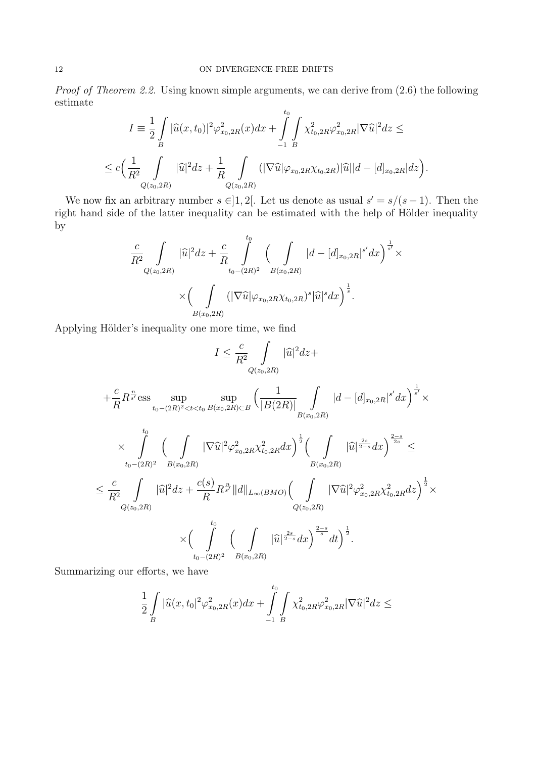*Proof of Theorem 2.2.* Using known simple arguments, we can derive from (2.6) the following estimate

$$I \equiv \frac{1}{2}\int\limits_{B} |\widehat{u}(x,t_0)|^2\varphi^2_{x_0,2R}(x)dx + \int\limits_{-1}^{t_0}\int\limits_{B} \chi^2_{t_0,2R}\varphi^2_{x_0,2R}|\nabla\widehat{u}|^2 dz \leq$$

$$\leq c\Big(\frac{1}{R^2}\int\limits_{Q(z_0,2R)} |\widehat{u}|^2 dz + \frac{1}{R}\int\limits_{Q(z_0,2R)} (|\nabla\widehat{u}|\varphi_{x_0,2R}\chi_{t_0,2R})|\widehat{u}||d-[d]_{x_0,2R}|dz\Big).$$

We now fix an arbitrary number $s\in ]1,2[$. Let us denote as usual $s'=s/(s-1)$. Then the right hand side of the latter inequality can be estimated with the help of Hölder inequality by

$$\frac{c}{R^2}\int\limits_{Q(z_0,2R)} |\widehat{u}|^2 dz + \frac{c}{R}\int\limits_{t_0-(2R)^2}^{t_0}\Big(\int\limits_{B(x_0,2R)} |d-[d]_{x_0,2R}|^{s'}dx\Big)^{\frac{1}{s'}}\times$$

$$\times\Big(\int\limits_{B(x_0,2R)} (|\nabla\widehat{u}|\varphi_{x_0,2R}\chi_{t_0,2R})^s|\widehat{u}|^s dx\Big)^{\frac{1}{s}}.$$

Applying Hölder's inequality one more time, we find

$$I\leq \frac{c}{R^2}\int\limits_{Q(z_0,2R)} |\widehat{u}|^2 dz +$$

$$+\frac{c}{R}R^{\frac{n}{s'}}\mathrm{ess}\sup\limits_{t_0-(2R)^2<t<t_0}\sup\limits_{B(x_0,2R)\subset B}\Big(\frac{1}{|B(2R)|}\int\limits_{B(x_0,2R)} |d-[d]_{x_0,2R}|^{s'}dx\Big)^{\frac{1}{s'}}\times$$

$$\times\int\limits_{t_0-(2R)^2}^{t_0}\Big(\int\limits_{B(x_0,2R)} |\nabla\widehat{u}|^2\varphi^2_{x_0,2R}\chi^2_{t_0,2R}dx\Big)^{\frac{1}{2}}\Big(\int\limits_{B(x_0,2R)} |\widehat{u}|^{\frac{2s}{2-s}}dx\Big)^{\frac{2-s}{2s}}\leq$$

$$\leq \frac{c}{R^2}\int\limits_{Q(z_0,2R)} |\widehat{u}|^2 dz + \frac{c(s)}{R}R^{\frac{n}{s'}}\|d\|_{L_\infty(BMO)}\Big(\int\limits_{Q(z_0,2R)} |\nabla\widehat{u}|^2\varphi^2_{x_0,2R}\chi^2_{t_0,2R}dz\Big)^{\frac{1}{2}}\times$$

$$\times\Big(\int\limits_{t_0-(2R)^2}^{t_0}\Big(\int\limits_{B(x_0,2R)} |\widehat{u}|^{\frac{2s}{2-s}}dx\Big)^{\frac{2-s}{s}}dt\Big)^{\frac{1}{2}}.$$

Summarizing our efforts, we have

$$\frac{1}{2}\int\limits_{B} |\widehat{u}(x,t_0|^2\varphi^2_{x_0,2R}(x)dx + \int\limits_{-1}^{t_0}\int\limits_{B} \chi^2_{t_0,2R}\varphi^2_{x_0,2R}|\nabla\widehat{u}|^2 dz \leq$$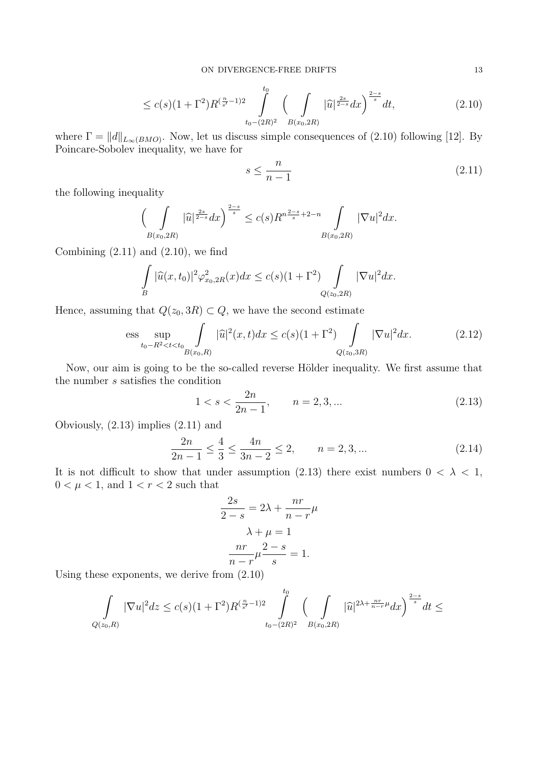$$
\leq c(s)(1+\Gamma^2)R^{(\frac{n}{s'}-1)2}\int\limits_{t_0-(2R)^2}^{t_0}\Big(\int\limits_{B(x_0,2R)}|\widehat{u}|^{\frac{2s}{2-s}}dx\Big)^{\frac{2-s}{s}}dt, \tag{2.10}
$$

where $\Gamma=\|d\|_{L_\infty(BMO)}$. Now, let us discuss simple consequences of (2.10) following [12]. By Poincare-Sobolev inequality, we have for

$$
s\leq\frac{n}{n-1} \tag{2.11}
$$

the following inequality

$$
\Big(\int\limits_{B(x_0,2R)}|\widehat{u}|^{\frac{2s}{2-s}}dx\Big)^{\frac{2-s}{s}}\leq c(s)R^{n\frac{2-s}{s}+2-n}\int\limits_{B(x_0,2R)}|\nabla u|^2dx.
$$

Combining (2.11) and (2.10), we find

$$
\int\limits_{B}|\widehat{u}(x,t_0)|^2\varphi^2_{x_0,2R}(x)dx\leq c(s)(1+\Gamma^2)\int\limits_{Q(z_0,2R)}|\nabla u|^2dx.
$$

Hence, assuming that $Q(z_0,3R)\subset Q$, we have the second estimate

$$
\mathrm{ess}\sup_{t_0-R^2<t<t_0}\int\limits_{B(x_0,R)}|\widehat{u}|^2(x,t)dx\leq c(s)(1+\Gamma^2)\int\limits_{Q(z_0,3R)}|\nabla u|^2dx. \tag{2.12}
$$

Now, our aim is going to be the so-called reverse Hölder inequality. We first assume that the number $s$ satisfies the condition

$$
1<s<\frac{2n}{2n-1},\qquad n=2,3,... \tag{2.13}
$$

Obviously, (2.13) implies (2.11) and

$$
\frac{2n}{2n-1}\leq\frac{4}{3}\leq\frac{4n}{3n-2}\leq 2,\qquad n=2,3,... \tag{2.14}
$$

It is not difficult to show that under assumption (2.13) there exist numbers $0<\lambda<1$, $0<\mu<1$, and $1<r<2$ such that

$$
\frac{2s}{2-s}=2\lambda+\frac{nr}{n-r}\mu
$$

$$
\lambda+\mu=1
$$

$$
\frac{nr}{n-r}\mu\frac{2-s}{s}=1.
$$

Using these exponents, we derive from (2.10)

$$
\int\limits_{Q(z_0,R)}|\nabla u|^2dz\leq c(s)(1+\Gamma^2)R^{(\frac{n}{s'}-1)2}\int\limits_{t_0-(2R)^2}^{t_0}\Big(\int\limits_{B(x_0,2R)}|\widehat{u}|^{2\lambda+\frac{nr}{n-r}\mu}dx\Big)^{\frac{2-s}{s}}dt\leq
$$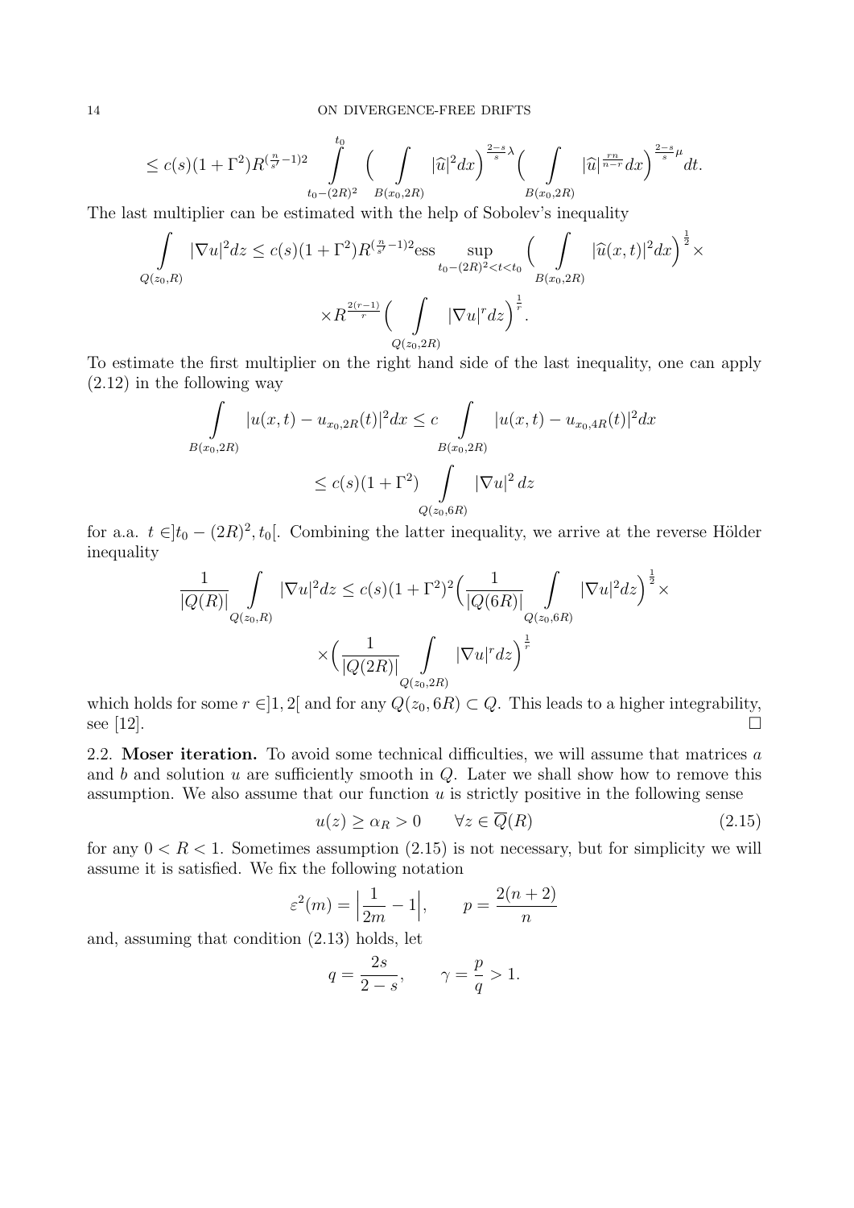$$\leq c(s)(1+\Gamma^2)R^{(\frac{n}{s'}-1)2}\int\limits_{t_0-(2R)^2}^{t_0}\Big(\int\limits_{B(x_0,2R)}|\widehat{u}|^2dx\Big)^{\frac{2-s}{s}\lambda}\Big(\int\limits_{B(x_0,2R)}|\widehat{u}|^{\frac{rn}{n-r}}dx\Big)^{\frac{2-s}{s}\mu}dt.$$

The last multiplier can be estimated with the help of Sobolev's inequality

$$\int\limits_{Q(z_0,R)}|\nabla u|^2dz\leq c(s)(1+\Gamma^2)R^{(\frac{n}{s'}-1)2}\mathrm{ess}\sup_{t_0-(2R)^2<t<t_0}\Big(\int\limits_{B(x_0,2R)}|\widehat{u}(x,t)|^2dx\Big)^{\frac{1}{2}}\times$$

$$\times R^{\frac{2(r-1)}{r}}\Big(\int\limits_{Q(z_0,2R)}|\nabla u|^rdz\Big)^{\frac{1}{r}}.$$

To estimate the first multiplier on the right hand side of the last inequality, one can apply (2.12) in the following way

$$\int\limits_{B(x_0,2R)}|u(x,t)-u_{x_0,2R}(t)|^2dx\leq c\int\limits_{B(x_0,2R)}|u(x,t)-u_{x_0,4R}(t)|^2dx$$

$$\leq c(s)(1+\Gamma^2)\int\limits_{Q(z_0,6R)}|\nabla u|^2\,dz$$

for a.a. $t\in]t_0-(2R)^2,t_0[$. Combining the latter inequality, we arrive at the reverse Hölder inequality

$$\frac{1}{|Q(R)|}\int\limits_{Q(z_0,R)}|\nabla u|^2dz\leq c(s)(1+\Gamma^2)^2\Big(\frac{1}{|Q(6R)|}\int\limits_{Q(z_0,6R)}|\nabla u|^2dz\Big)^{\frac{1}{2}}\times$$

$$\times\Big(\frac{1}{|Q(2R)|}\int\limits_{Q(z_0,2R)}|\nabla u|^rdz\Big)^{\frac{1}{r}}$$

which holds for some $r\in]1,2[$ and for any $Q(z_0,6R)\subset Q$. This leads to a higher integrability, see [12]. $\square$

**2.2. Moser iteration.** To avoid some technical difficulties, we will assume that matrices $a$ and $b$ and solution $u$ are sufficiently smooth in $Q$. Later we shall show how to remove this assumption. We also assume that our function $u$ is strictly positive in the following sense

$$u(z)\geq\alpha_R>0\qquad\forall z\in\overline{Q}(R)\tag{2.15}$$

for any $0<R<1$. Sometimes assumption (2.15) is not necessary, but for simplicity we will assume it is satisfied. We fix the following notation

$$\varepsilon^2(m)=\Big|\frac{1}{2m}-1\Big|,\qquad p=\frac{2(n+2)}{n}$$

and, assuming that condition (2.13) holds, let

$$q=\frac{2s}{2-s},\qquad\gamma=\frac{p}{q}>1.$$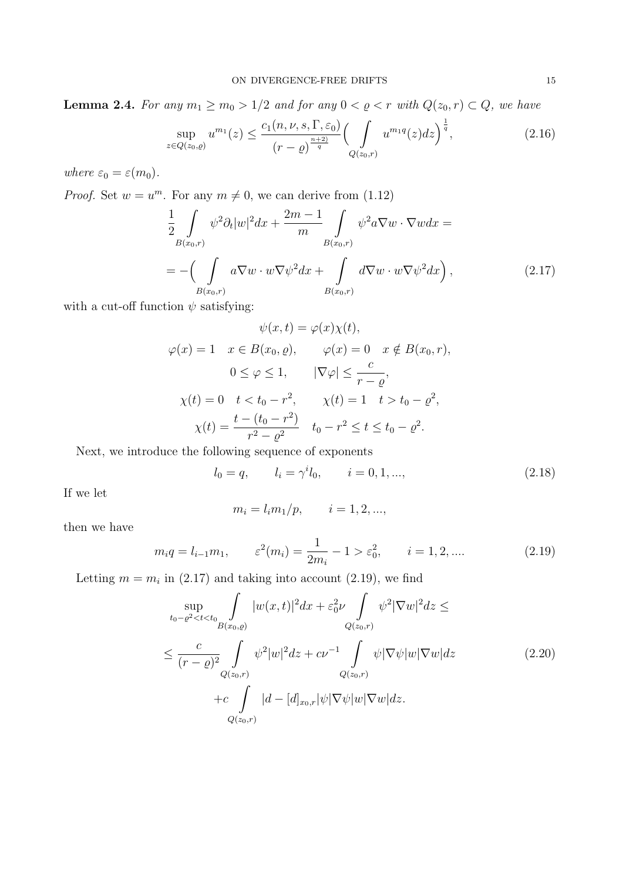**Lemma 2.4.** *For any $m_1 \geq m_0 > 1/2$ and for any $0 < \varrho < r$ with $Q(z_0, r) \subset Q$, we have*

$$\sup_{z \in Q(z_0,\varrho)} u^{m_1}(z) \leq \frac{c_1(n, \nu, s, \Gamma, \varepsilon_0)}{(r-\varrho)^{\frac{n+2)}{q}}} \Big( \int\limits_{Q(z_0,r)} u^{m_1 q}(z) dz \Big)^{\frac{1}{q}}, \tag{2.16}$$

*where $\varepsilon_0 = \varepsilon(m_0)$.*

*Proof.* Set $w = u^m$. For any $m \neq 0$, we can derive from (1.12)

$$\begin{aligned}
&\frac{1}{2} \int\limits_{B(x_0,r)} \psi^2 \partial_t |w|^2 dx + \frac{2m-1}{m} \int\limits_{B(x_0,r)} \psi^2 a \nabla w \cdot \nabla w dx = \\
&= -\Big( \int\limits_{B(x_0,r)} a \nabla w \cdot w \nabla \psi^2 dx + \int\limits_{B(x_0,r)} d \nabla w \cdot w \nabla \psi^2 dx \Big),
\end{aligned} \tag{2.17}$$

with a cut-off function $\psi$ satisfying:

$$\begin{gathered}
\psi(x,t) = \varphi(x) \chi(t), \\
\varphi(x) = 1 \quad x \in B(x_0, \varrho), \qquad \varphi(x) = 0 \quad x \notin B(x_0, r), \\
0 \leq \varphi \leq 1, \qquad |\nabla \varphi| \leq \frac{c}{r - \varrho}, \\
\chi(t) = 0 \quad t < t_0 - r^2, \qquad \chi(t) = 1 \quad t > t_0 - \varrho^2, \\
\chi(t) = \frac{t - (t_0 - r^2)}{r^2 - \varrho^2} \quad t_0 - r^2 \leq t \leq t_0 - \varrho^2.
\end{gathered}$$

Next, we introduce the following sequence of exponents

$$l_0 = q, \qquad l_i = \gamma^i l_0, \qquad i = 0, 1, ..., \tag{2.18}$$

If we let

$$m_i = l_i m_1 / p, \qquad i = 1, 2, ...,$$

then we have

$$m_i q = l_{i-1} m_1, \qquad \varepsilon^2(m_i) = \frac{1}{2m_i} - 1 > \varepsilon_0^2, \qquad i = 1, 2, .... \tag{2.19}$$

Letting $m = m_i$ in (2.17) and taking into account (2.19), we find

$$\begin{aligned}
&\sup_{t_0 - \varrho^2 < t < t_0} \int\limits_{B(x_0,\varrho)} |w(x,t)|^2 dx + \varepsilon_0^2 \nu \int\limits_{Q(z_0,r)} \psi^2 |\nabla w|^2 dz \leq \\
&\leq \frac{c}{(r-\varrho)^2} \int\limits_{Q(z_0,r)} \psi^2 |w|^2 dz + c\nu^{-1} \int\limits_{Q(z_0,r)} \psi |\nabla \psi| |w| |\nabla w| dz \\
&\qquad + c \int\limits_{Q(z_0,r)} |d - [d]_{x_0,r}| \psi |\nabla \psi| |w| |\nabla w| dz.
\end{aligned} \tag{2.20}$$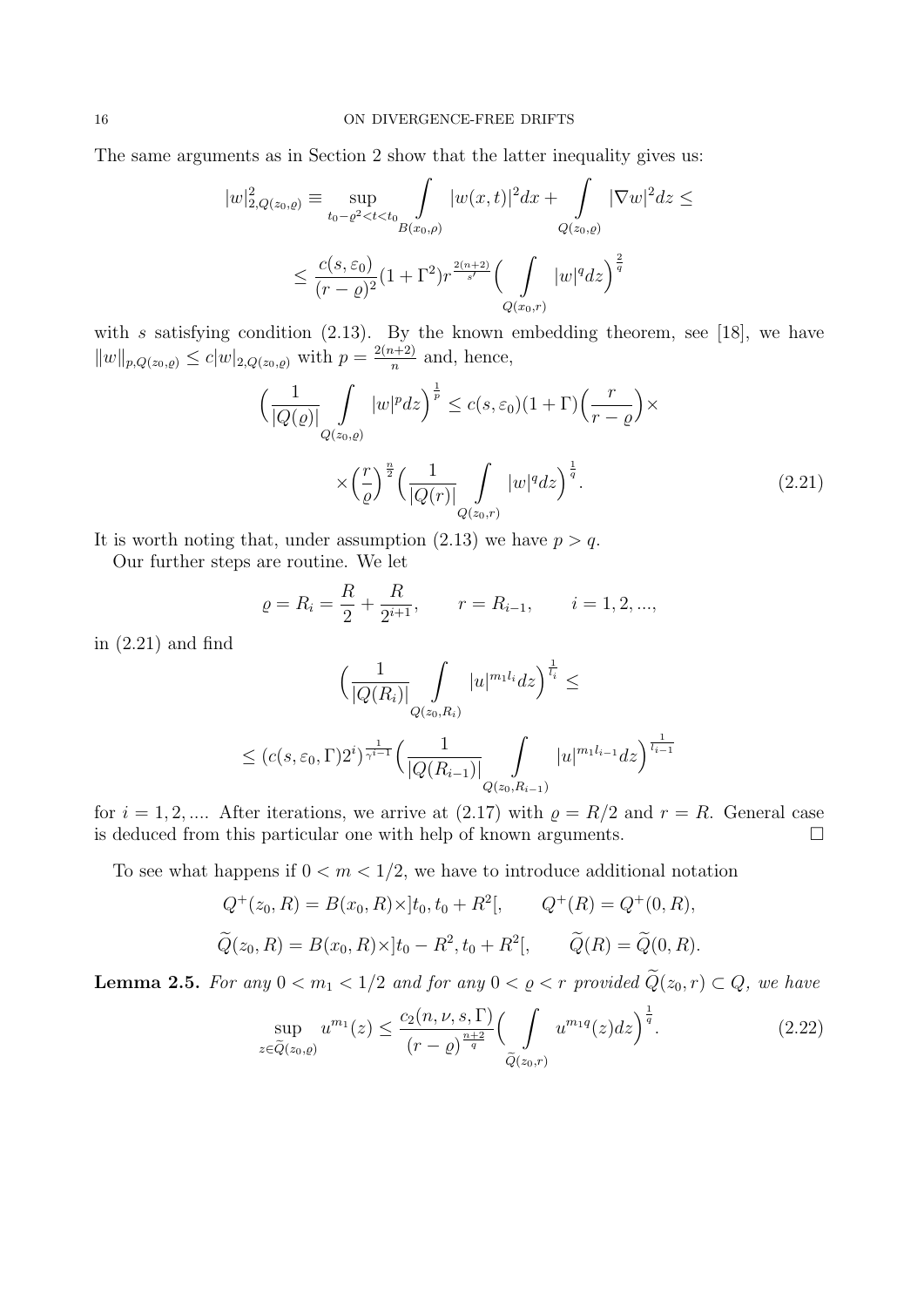The same arguments as in Section 2 show that the latter inequality gives us:

$$|w|^2_{2,Q(z_0,\varrho)} \equiv \sup_{t_0-\varrho^2<t<t_0} \int\limits_{B(x_0,\rho)} |w(x,t)|^2 dx + \int\limits_{Q(z_0,\varrho)} |\nabla w|^2 dz \leq$$

$$\leq \frac{c(s,\varepsilon_0)}{(r-\varrho)^2}(1+\Gamma^2) r^{\frac{2(n+2)}{s'}} \Big( \int\limits_{Q(x_0,r)} |w|^q dz \Big)^{\frac{2}{q}}$$

with $s$ satisfying condition (2.13). By the known embedding theorem, see [18], we have $\|w\|_{p,Q(z_0,\varrho)} \leq c|w|_{2,Q(z_0,\varrho)}$ with $p = \frac{2(n+2)}{n}$ and, hence,

$$\Big( \frac{1}{|Q(\varrho)|} \int\limits_{Q(z_0,\varrho)} |w|^p dz \Big)^{\frac{1}{p}} \leq c(s,\varepsilon_0)(1+\Gamma)\Big(\frac{r}{r-\varrho}\Big) \times$$

$$\times \Big(\frac{r}{\varrho}\Big)^{\frac{n}{2}} \Big( \frac{1}{|Q(r)|} \int\limits_{Q(z_0,r)} |w|^q dz \Big)^{\frac{1}{q}}. \tag{2.21}$$

It is worth noting that, under assumption (2.13) we have $p > q$.

Our further steps are routine. We let

$$\varrho = R_i = \frac{R}{2} + \frac{R}{2^{i+1}}, \qquad r = R_{i-1}, \qquad i = 1, 2, ...,$$

in (2.21) and find

$$\Big( \frac{1}{|Q(R_i)|} \int\limits_{Q(z_0,R_i)} |u|^{m_1 l_i} dz \Big)^{\frac{1}{l_i}} \leq$$

$$\leq (c(s,\varepsilon_0,\Gamma)2^i)^{\frac{1}{\gamma^{i-1}}} \Big( \frac{1}{|Q(R_{i-1})|} \int\limits_{Q(z_0,R_{i-1})} |u|^{m_1 l_{i-1}} dz \Big)^{\frac{1}{l_{i-1}}}$$

for $i = 1, 2, ....$ After iterations, we arrive at (2.17) with $\varrho = R/2$ and $r = R$. General case is deduced from this particular one with help of known arguments. $\square$

To see what happens if $0 < m < 1/2$, we have to introduce additional notation

$$Q^+(z_0,R) = B(x_0,R) \times ]t_0, t_0+R^2[, \qquad Q^+(R) = Q^+(0,R),$$

$$\widetilde{Q}(z_0,R) = B(x_0,R) \times ]t_0-R^2, t_0+R^2[, \qquad \widetilde{Q}(R) = \widetilde{Q}(0,R).$$

**Lemma 2.5.** *For any $0 < m_1 < 1/2$ and for any $0 < \varrho < r$ provided $\widetilde{Q}(z_0,r) \subset Q$, we have*

$$\sup_{z \in \widetilde{Q}(z_0,\varrho)} u^{m_1}(z) \leq \frac{c_2(n,\nu,s,\Gamma)}{(r-\varrho)^{\frac{n+2}{q}}} \Big( \int\limits_{\widetilde{Q}(z_0,r)} u^{m_1 q}(z) dz \Big)^{\frac{1}{q}}. \tag{2.22}$$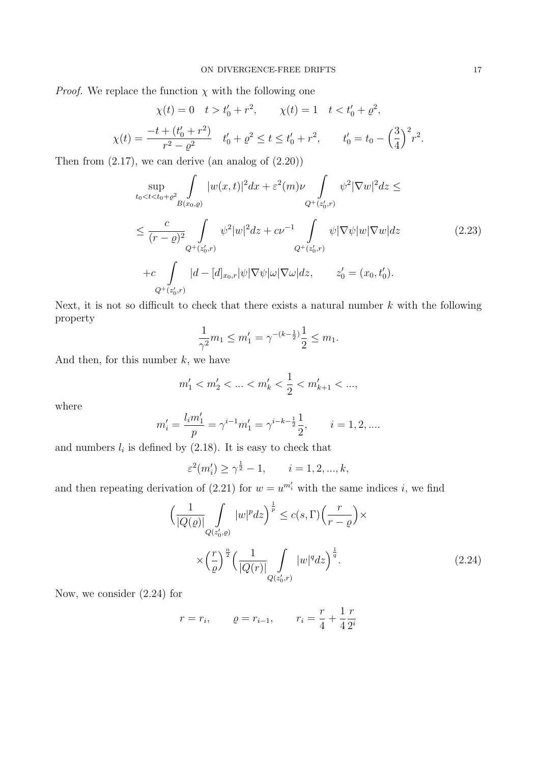*Proof.* We replace the function $\chi$ with the following one

$$\chi(t)=0\quad t>t_0'+r^2,\qquad \chi(t)=1\quad t<t_0'+\varrho^2,$$

$$\chi(t)=\frac{-t+(t_0'+r^2)}{r^2-\varrho^2}\quad t_0'+\varrho^2\leq t\leq t_0'+r^2,\qquad t_0'=t_0-\Big(\frac{3}{4}\Big)^2r^2.$$

Then from (2.17), we can derive (an analog of (2.20))

$$\sup_{t_0<t<t_0+\varrho^2}\int\limits_{B(x_0,\varrho)}|w(x,t)|^2dx+\varepsilon^2(m)\nu\int\limits_{Q^+(z_0',r)}\psi^2|\nabla w|^2dz\leq$$

$$\leq\frac{c}{(r-\varrho)^2}\int\limits_{Q^+(z_0',r)}\psi^2|w|^2dz+c\nu^{-1}\int\limits_{Q^+(z_0',r)}\psi|\nabla\psi|w|\nabla w|dz \tag{2.23}$$

$$+c\int\limits_{Q^+(z_0',r)}|d-[d]_{x_0,r}|\psi|\nabla\psi|\omega|\nabla\omega|dz,\qquad z_0'=(x_0,t_0').$$

Next, it is not so difficult to check that there exists a natural number $k$ with the following property

$$\frac{1}{\gamma^2}m_1\leq m_1'=\gamma^{-(k-\frac{1}{2})}\frac{1}{2}\leq m_1.$$

And then, for this number $k$, we have

$$m_1'<m_2'<...<m_k'<\frac{1}{2}<m_{k+1}'<...,$$

where

$$m_i'=\frac{l_im_1'}{p}=\gamma^{i-1}m_1'=\gamma^{i-k-\frac{1}{2}}\frac{1}{2},\qquad i=1,2,....$$

and numbers $l_i$ is defined by (2.18). It is easy to check that

$$\varepsilon^2(m_i')\geq\gamma^{\frac{1}{2}}-1,\qquad i=1,2,...,k,$$

and then repeating derivation of (2.21) for $w=u^{m_i'}$ with the same indices $i$, we find

$$\Big(\frac{1}{|Q(\varrho)|}\int\limits_{Q(z_0',\varrho)}|w|^pdz\Big)^{\frac{1}{p}}\leq c(s,\Gamma)\Big(\frac{r}{r-\varrho}\Big)\times$$

$$\times\Big(\frac{r}{\varrho}\Big)^{\frac{n}{2}}\Big(\frac{1}{|Q(r)|}\int\limits_{Q(z_0',r)}|w|^qdz\Big)^{\frac{1}{q}}. \tag{2.24}$$

Now, we consider (2.24) for

$$r=r_i,\qquad \varrho=r_{i-1},\qquad r_i=\frac{r}{4}+\frac{1}{4}\frac{r}{2^i}$$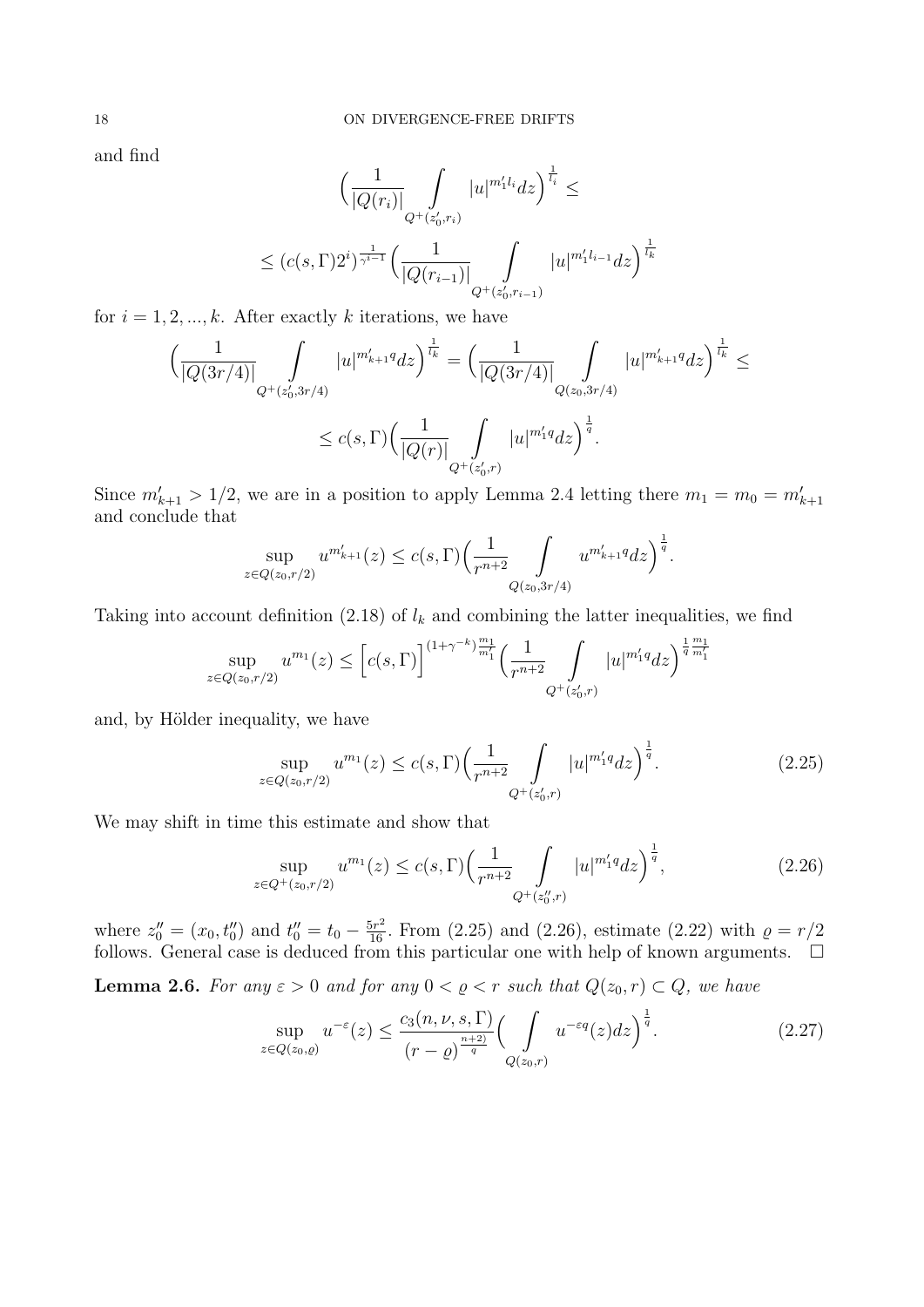and find

$$
\Big(\frac{1}{|Q(r_i)|}\int\limits_{Q^+(z_0',r_i)}|u|^{m_1'l_i}dz\Big)^{\frac{1}{l_i}}\leq
$$

$$
\leq (c(s,\Gamma)2^i)^{\frac{1}{\gamma^{i-1}}}\Big(\frac{1}{|Q(r_{i-1})|}\int\limits_{Q^+(z_0',r_{i-1})}|u|^{m_1'l_{i-1}}dz\Big)^{\frac{1}{l_k}}
$$

for $i=1,2,...,k$. After exactly $k$ iterations, we have

$$
\Big(\frac{1}{|Q(3r/4)|}\int\limits_{Q^+(z_0',3r/4)}|u|^{m_{k+1}'q}dz\Big)^{\frac{1}{l_k}}=\Big(\frac{1}{|Q(3r/4)|}\int\limits_{Q(z_0,3r/4)}|u|^{m_{k+1}'q}dz\Big)^{\frac{1}{l_k}}\leq
$$

$$
\leq c(s,\Gamma)\Big(\frac{1}{|Q(r)|}\int\limits_{Q^+(z_0',r)}|u|^{m_1'q}dz\Big)^{\frac{1}{q}}.
$$

Since $m_{k+1}'>1/2$, we are in a position to apply Lemma 2.4 letting there $m_1=m_0=m_{k+1}'$ and conclude that

$$
\sup_{z\in Q(z_0,r/2)}u^{m_{k+1}'}(z)\leq c(s,\Gamma)\Big(\frac{1}{r^{n+2}}\int\limits_{Q(z_0,3r/4)}u^{m_{k+1}'q}dz\Big)^{\frac{1}{q}}.
$$

Taking into account definition (2.18) of $l_k$ and combining the latter inequalities, we find

$$
\sup_{z\in Q(z_0,r/2)}u^{m_1}(z)\leq\Big[c(s,\Gamma)\Big]^{(1+\gamma^{-k})\frac{m_1}{m_1'}}\Big(\frac{1}{r^{n+2}}\int\limits_{Q^+(z_0',r)}|u|^{m_1'q}dz\Big)^{\frac{1}{q}\frac{m_1}{m_1'}}
$$

and, by Hölder inequality, we have

$$
\sup_{z\in Q(z_0,r/2)}u^{m_1}(z)\leq c(s,\Gamma)\Big(\frac{1}{r^{n+2}}\int\limits_{Q^+(z_0',r)}|u|^{m_1'q}dz\Big)^{\frac{1}{q}}. \tag{2.25}
$$

We may shift in time this estimate and show that

$$
\sup_{z\in Q^+(z_0,r/2)}u^{m_1}(z)\leq c(s,\Gamma)\Big(\frac{1}{r^{n+2}}\int\limits_{Q^+(z_0'',r)}|u|^{m_1'q}dz\Big)^{\frac{1}{q}}, \tag{2.26}
$$

where $z_0''=(x_0,t_0'')$ and $t_0''=t_0-\frac{5r^2}{16}$. From (2.25) and (2.26), estimate (2.22) with $\varrho=r/2$ follows. General case is deduced from this particular one with help of known arguments. $\square$

**Lemma 2.6.** *For any $\varepsilon>0$ and for any $0<\varrho<r$ such that $Q(z_0,r)\subset Q$, we have*

$$
\sup_{z\in Q(z_0,\varrho)}u^{-\varepsilon}(z)\leq\frac{c_3(n,\nu,s,\Gamma)}{(r-\varrho)^{\frac{n+2)}{q}}}\Big(\int\limits_{Q(z_0,r)}u^{-\varepsilon q}(z)dz\Big)^{\frac{1}{q}}. \tag{2.27}
$$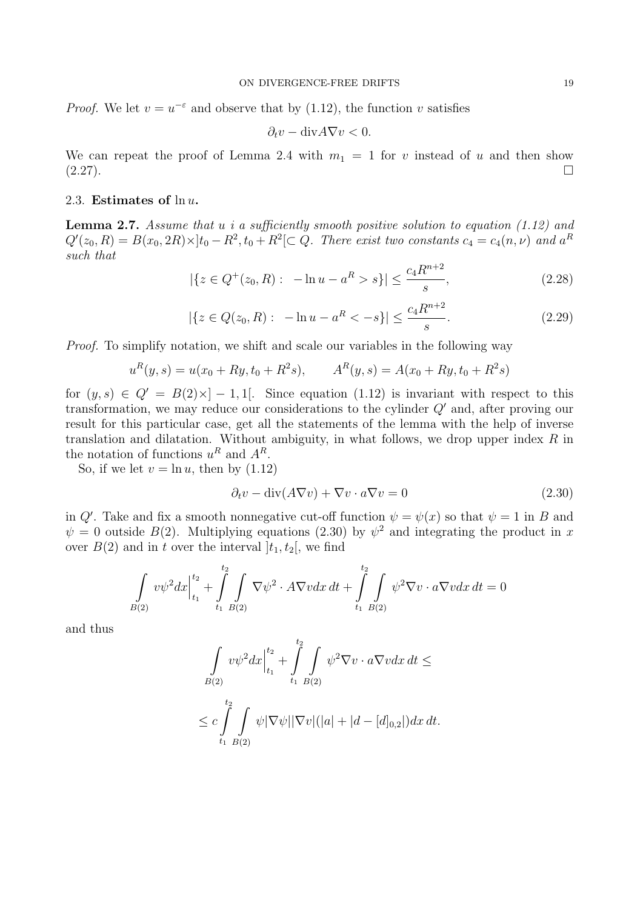*Proof.* We let $v = u^{-\varepsilon}$ and observe that by (1.12), the function $v$ satisfies

$$\partial_t v - \mathrm{div} A\nabla v < 0.$$

We can repeat the proof of Lemma 2.4 with $m_1 = 1$ for $v$ instead of $u$ and then show (2.27). □

### 2.3. Estimates of $\ln u$.

**Lemma 2.7.** *Assume that $u$ i a sufficiently smooth positive solution to equation (1.12) and $Q'(z_0, R) = B(x_0, 2R) \times ]t_0 - R^2, t_0 + R^2[ \subset Q$. There exist two constants $c_4 = c_4(n, \nu)$ and $a^R$ such that*

$$|\{z \in Q^+(z_0, R) : \ -\ln u - a^R > s\}| \leq \frac{c_4 R^{n+2}}{s}, \tag{2.28}$$

$$|\{z \in Q(z_0, R) : \ -\ln u - a^R < -s\}| \leq \frac{c_4 R^{n+2}}{s}. \tag{2.29}$$

*Proof.* To simplify notation, we shift and scale our variables in the following way

$$u^R(y, s) = u(x_0 + Ry, t_0 + R^2 s), \qquad A^R(y, s) = A(x_0 + Ry, t_0 + R^2 s)$$

for $(y, s) \in Q' = B(2) \times ] - 1, 1[$. Since equation (1.12) is invariant with respect to this transformation, we may reduce our considerations to the cylinder $Q'$ and, after proving our result for this particular case, get all the statements of the lemma with the help of inverse translation and dilatation. Without ambiguity, in what follows, we drop upper index $R$ in the notation of functions $u^R$ and $A^R$.

So, if we let $v = \ln u$, then by (1.12)

$$\partial_t v - \mathrm{div}(A\nabla v) + \nabla v \cdot a \nabla v = 0 \tag{2.30}$$

in $Q'$. Take and fix a smooth nonnegative cut-off function $\psi = \psi(x)$ so that $\psi = 1$ in $B$ and $\psi = 0$ outside $B(2)$. Multiplying equations (2.30) by $\psi^2$ and integrating the product in $x$ over $B(2)$ and in $t$ over the interval $]t_1, t_2[$, we find

$$\int\limits_{B(2)} v\psi^2 dx \Big|_{t_1}^{t_2} + \int\limits_{t_1}^{t_2} \int\limits_{B(2)} \nabla \psi^2 \cdot A\nabla v dx\, dt + \int\limits_{t_1}^{t_2} \int\limits_{B(2)} \psi^2 \nabla v \cdot a \nabla v dx\, dt = 0$$

and thus

$$\int\limits_{B(2)} v\psi^2 dx \Big|_{t_1}^{t_2} + \int\limits_{t_1}^{t_2} \int\limits_{B(2)} \psi^2 \nabla v \cdot a \nabla v dx\, dt \leq$$

$$\leq c \int\limits_{t_1}^{t_2} \int\limits_{B(2)} \psi |\nabla \psi| |\nabla v| (|a| + |d - [d]_{0,2}|) dx\, dt.$$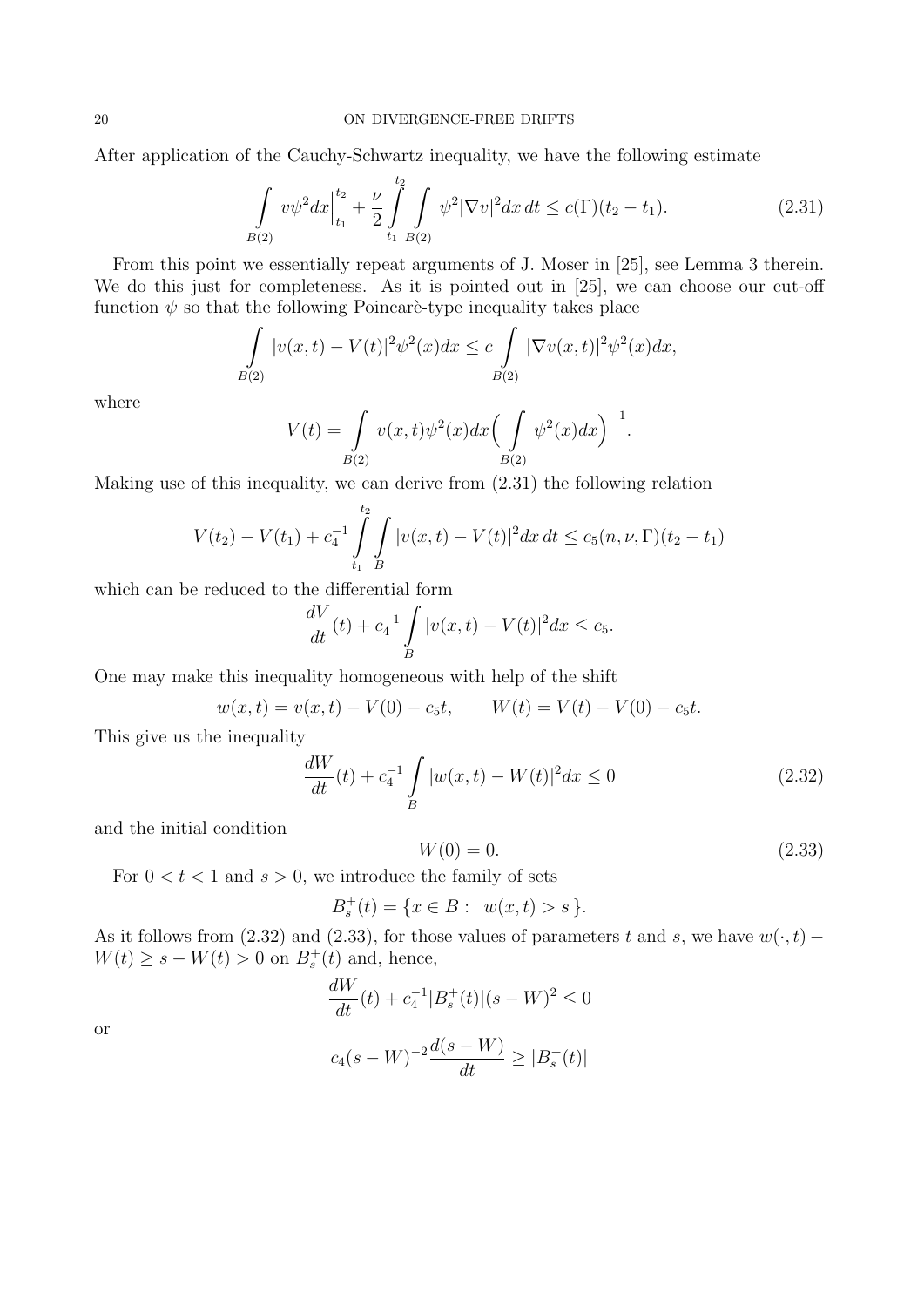After application of the Cauchy-Schwartz inequality, we have the following estimate

$$\int\limits_{B(2)} v\psi^2 dx\Big|_{t_1}^{t_2} + \frac{\nu}{2}\int\limits_{t_1}^{t_2}\int\limits_{B(2)} \psi^2|\nabla v|^2 dx\, dt \leq c(\Gamma)(t_2 - t_1). \tag{2.31}$$

From this point we essentially repeat arguments of J. Moser in [25], see Lemma 3 therein. We do this just for completeness. As it is pointed out in [25], we can choose our cut-off function $\psi$ so that the following Poincarè-type inequality takes place

$$\int\limits_{B(2)} |v(x,t) - V(t)|^2\psi^2(x) dx \leq c \int\limits_{B(2)} |\nabla v(x,t)|^2\psi^2(x) dx,$$

where

$$V(t) = \int\limits_{B(2)} v(x,t)\psi^2(x) dx\Big(\int\limits_{B(2)} \psi^2(x) dx\Big)^{-1}.$$

Making use of this inequality, we can derive from (2.31) the following relation

$$V(t_2) - V(t_1) + c_4^{-1}\int\limits_{t_1}^{t_2}\int\limits_{B} |v(x,t) - V(t)|^2 dx\, dt \leq c_5(n,\nu,\Gamma)(t_2 - t_1)$$

which can be reduced to the differential form

$$\frac{dV}{dt}(t) + c_4^{-1}\int\limits_{B} |v(x,t) - V(t)|^2 dx \leq c_5.$$

One may make this inequality homogeneous with help of the shift

$$w(x,t) = v(x,t) - V(0) - c_5 t, \qquad W(t) = V(t) - V(0) - c_5 t.$$

This give us the inequality

$$\frac{dW}{dt}(t) + c_4^{-1}\int\limits_{B} |w(x,t) - W(t)|^2 dx \leq 0 \tag{2.32}$$

and the initial condition

$$W(0) = 0. \tag{2.33}$$

For $0 < t < 1$ and $s > 0$, we introduce the family of sets

$$B_s^+(t) = \{x \in B : \ w(x,t) > s\}.$$

As it follows from (2.32) and (2.33), for those values of parameters $t$ and $s$, we have $w(\cdot,t) - W(t) \geq s - W(t) > 0$ on $B_s^+(t)$ and, hence,

$$\frac{dW}{dt}(t) + c_4^{-1}|B_s^+(t)|(s - W)^2 \leq 0$$

or

$$c_4(s - W)^{-2}\frac{d(s - W)}{dt} \geq |B_s^+(t)|$$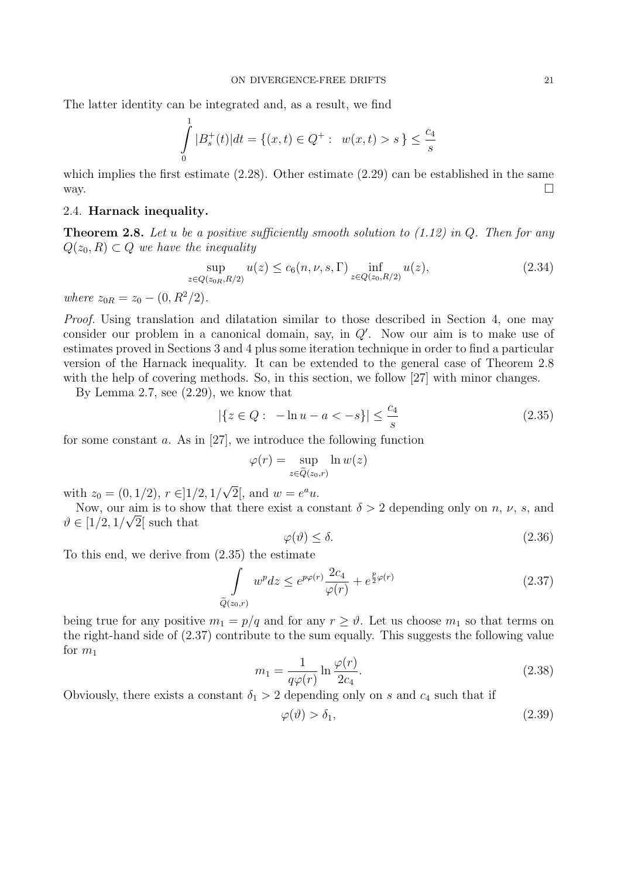The latter identity can be integrated and, as a result, we find

$$\int\limits_0^1 |B_s^+(t)|dt = \{(x,t) \in Q^+ : \ w(x,t) > s\} \le \frac{c_4}{s}$$

which implies the first estimate (2.28). Other estimate (2.29) can be established in the same way. $\square$

### 2.4. **Harnack inequality.**

**Theorem 2.8.** *Let $u$ be a positive sufficiently smooth solution to (1.12) in $Q$. Then for any $Q(z_0,R) \subset Q$ we have the inequality*

$$\sup_{z\in Q(z_{0R},R/2)} u(z) \le c_6(n,\nu,s,\Gamma) \inf_{z\in Q(z_0,R/2)} u(z), \tag{2.34}$$

*where $z_{0R} = z_0 - (0, R^2/2)$.*

*Proof.* Using translation and dilatation similar to those described in Section 4, one may consider our problem in a canonical domain, say, in $Q'$. Now our aim is to make use of estimates proved in Sections 3 and 4 plus some iteration technique in order to find a particular version of the Harnack inequality. It can be extended to the general case of Theorem 2.8 with the help of covering methods. So, in this section, we follow [27] with minor changes.

By Lemma 2.7, see (2.29), we know that

$$|\{z \in Q : \ -\ln u - a < -s\}| \le \frac{c_4}{s} \tag{2.35}$$

for some constant $a$. As in [27], we introduce the following function

$$\varphi(r) = \sup_{z\in \widetilde{Q}(z_0,r)} \ln w(z)$$

with $z_0 = (0, 1/2)$, $r \in ]1/2, 1/\sqrt{2}[$, and $w = e^a u$.

Now, our aim is to show that there exist a constant $\delta > 2$ depending only on $n$, $\nu$, $s$, and $\vartheta \in [1/2, 1/\sqrt{2}[$ such that

$$\varphi(\vartheta) \le \delta. \tag{2.36}$$

To this end, we derive from (2.35) the estimate

$$\int\limits_{\widetilde{Q}(z_0,r)} w^p dz \le e^{p\varphi(r)} \frac{2c_4}{\varphi(r)} + e^{\frac{p}{2}\varphi(r)} \tag{2.37}$$

being true for any positive $m_1 = p/q$ and for any $r \ge \vartheta$. Let us choose $m_1$ so that terms on the right-hand side of (2.37) contribute to the sum equally. This suggests the following value for $m_1$

$$m_1 = \frac{1}{q\varphi(r)} \ln \frac{\varphi(r)}{2c_4}. \tag{2.38}$$

Obviously, there exists a constant $\delta_1 > 2$ depending only on $s$ and $c_4$ such that if

$$\varphi(\vartheta) > \delta_1, \tag{2.39}$$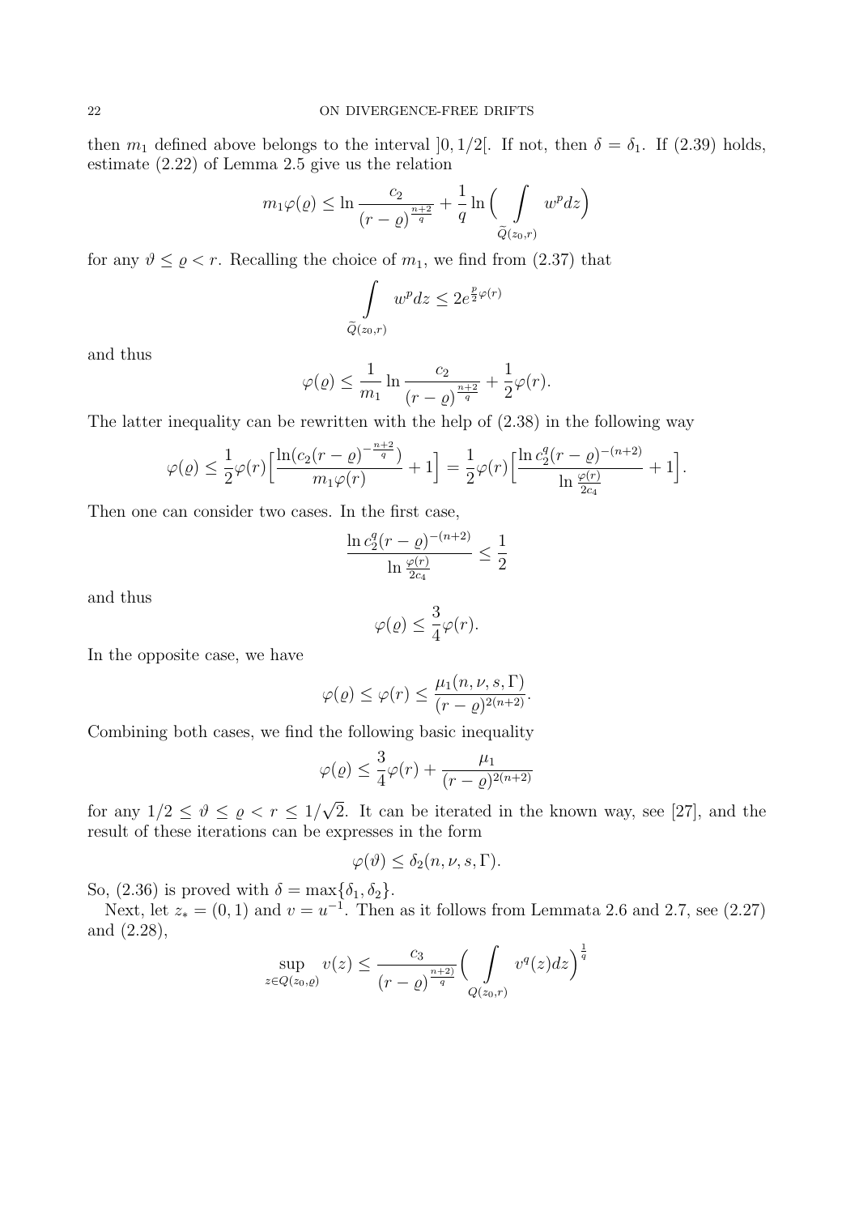then $m_1$ defined above belongs to the interval $]0,1/2[$. If not, then $\delta=\delta_1$. If (2.39) holds, estimate (2.22) of Lemma 2.5 give us the relation

$$m_1\varphi(\varrho)\leq \ln\frac{c_2}{(r-\varrho)^{\frac{n+2}{q}}}+\frac{1}{q}\ln\Big(\int\limits_{\widetilde{Q}(z_0,r)}w^pdz\Big)$$

for any $\vartheta\leq\varrho<r$. Recalling the choice of $m_1$, we find from (2.37) that

$$\int\limits_{\widetilde{Q}(z_0,r)}w^pdz\leq 2e^{\frac{p}{2}\varphi(r)}$$

and thus

$$\varphi(\varrho)\leq\frac{1}{m_1}\ln\frac{c_2}{(r-\varrho)^{\frac{n+2}{q}}}+\frac{1}{2}\varphi(r).$$

The latter inequality can be rewritten with the help of (2.38) in the following way

$$\varphi(\varrho)\leq\frac{1}{2}\varphi(r)\Big[\frac{\ln(c_2(r-\varrho)^{-\frac{n+2}{q}})}{m_1\varphi(r)}+1\Big]=\frac{1}{2}\varphi(r)\Big[\frac{\ln c_2^q(r-\varrho)^{-(n+2)}}{\ln\frac{\varphi(r)}{2c_4}}+1\Big].$$

Then one can consider two cases. In the first case,

$$\frac{\ln c_2^q(r-\varrho)^{-(n+2)}}{\ln\frac{\varphi(r)}{2c_4}}\leq\frac{1}{2}$$

and thus

$$\varphi(\varrho)\leq\frac{3}{4}\varphi(r).$$

In the opposite case, we have

$$\varphi(\varrho)\leq\varphi(r)\leq\frac{\mu_1(n,\nu,s,\Gamma)}{(r-\varrho)^{2(n+2)}}.$$

Combining both cases, we find the following basic inequality

$$\varphi(\varrho)\leq\frac{3}{4}\varphi(r)+\frac{\mu_1}{(r-\varrho)^{2(n+2)}}$$

for any $1/2\leq\vartheta\leq\varrho<r\leq 1/\sqrt{2}$. It can be iterated in the known way, see [27], and the result of these iterations can be expresses in the form

$$\varphi(\vartheta)\leq\delta_2(n,\nu,s,\Gamma).$$

So, (2.36) is proved with $\delta=\max\{\delta_1,\delta_2\}$.

Next, let $z_*=(0,1)$ and $v=u^{-1}$. Then as it follows from Lemmata 2.6 and 2.7, see (2.27) and (2.28),

$$\sup_{z\in Q(z_0,\varrho)}v(z)\leq\frac{c_3}{(r-\varrho)^{\frac{n+2)}{q}}}\Big(\int\limits_{Q(z_0,r)}v^q(z)dz\Big)^{\frac{1}{q}}$$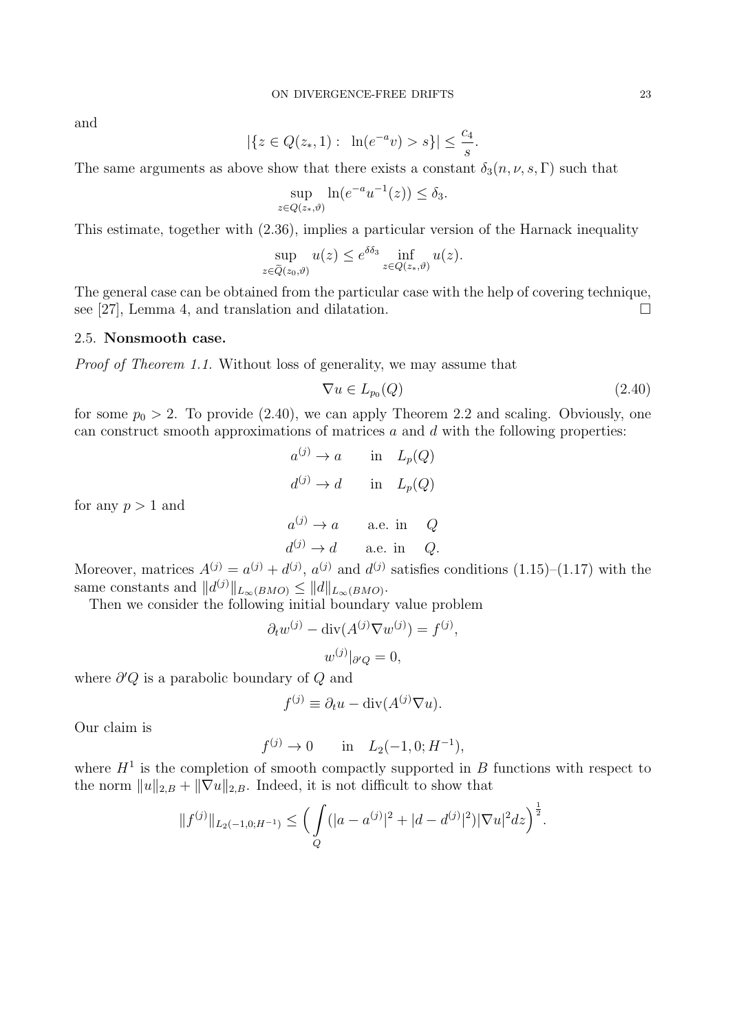and

$$|\{z \in Q(z_*, 1) : \ \ln(e^{-a} v) > s\}| \leq \frac{c_4}{s}.$$

The same arguments as above show that there exists a constant $\delta_3(n, \nu, s, \Gamma)$ such that

$$\sup_{z \in Q(z_*, \vartheta)} \ln(e^{-a} u^{-1}(z)) \leq \delta_3.$$

This estimate, together with (2.36), implies a particular version of the Harnack inequality

$$\sup_{z \in \widetilde{Q}(z_0, \vartheta)} u(z) \leq e^{\delta \delta_3} \inf_{z \in Q(z_*, \vartheta)} u(z).$$

The general case can be obtained from the particular case with the help of covering technique, see [27], Lemma 4, and translation and dilatation. $\square$

### 2.5. Nonsmooth case.

*Proof of Theorem 1.1.* Without loss of generality, we may assume that

$$\nabla u \in L_{p_0}(Q) \tag{2.40}$$

for some $p_0 > 2$. To provide (2.40), we can apply Theorem 2.2 and scaling. Obviously, one can construct smooth approximations of matrices $a$ and $d$ with the following properties:

$$a^{(j)} \to a \qquad \text{in} \quad L_p(Q)$$

$$d^{(j)} \to d \qquad \text{in} \quad L_p(Q)$$

for any $p > 1$ and

$$a^{(j)} \to a \qquad \text{a.e. in} \quad Q$$

$$d^{(j)} \to d \qquad \text{a.e. in} \quad Q.$$

Moreover, matrices $A^{(j)} = a^{(j)} + d^{(j)}$, $a^{(j)}$ and $d^{(j)}$ satisfies conditions (1.15)–(1.17) with the same constants and $\|d^{(j)}\|_{L_\infty(BMO)} \leq \|d\|_{L_\infty(BMO)}$.

Then we consider the following initial boundary value problem

$$\partial_t w^{(j)} - \operatorname{div}(A^{(j)} \nabla w^{(j)}) = f^{(j)},$$

$$w^{(j)}|_{\partial' Q} = 0,$$

where $\partial' Q$ is a parabolic boundary of $Q$ and

$$f^{(j)} \equiv \partial_t u - \operatorname{div}(A^{(j)} \nabla u).$$

Our claim is

$$f^{(j)} \to 0 \qquad \text{in} \quad L_2(-1, 0; H^{-1}),$$

where $H^1$ is the completion of smooth compactly supported in $B$ functions with respect to the norm $\|u\|_{2,B} + \|\nabla u\|_{2,B}$. Indeed, it is not difficult to show that

$$\|f^{(j)}\|_{L_2(-1,0;H^{-1})} \leq \Big( \int\limits_Q (|a - a^{(j)}|^2 + |d - d^{(j)}|^2) |\nabla u|^2 dz \Big)^{\frac{1}{2}}.$$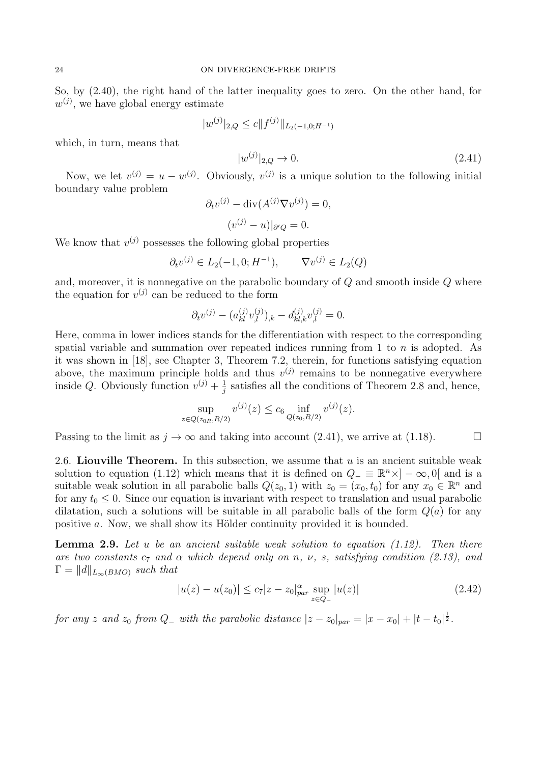So, by (2.40), the right hand of the latter inequality goes to zero. On the other hand, for $w^{(j)}$, we have global energy estimate

$$|w^{(j)}|_{2,Q} \leq c\|f^{(j)}\|_{L_2(-1,0;H^{-1})}$$

which, in turn, means that

$$|w^{(j)}|_{2,Q} \to 0. \tag{2.41}$$

Now, we let $v^{(j)} = u - w^{(j)}$. Obviously, $v^{(j)}$ is a unique solution to the following initial boundary value problem

$$\partial_t v^{(j)} - \mathrm{div}(A^{(j)}\nabla v^{(j)}) = 0,$$

$$(v^{(j)} - u)|_{\partial' Q} = 0.$$

We know that $v^{(j)}$ possesses the following global properties

$$\partial_t v^{(j)} \in L_2(-1,0;H^{-1}), \qquad \nabla v^{(j)} \in L_2(Q)$$

and, moreover, it is nonnegative on the parabolic boundary of $Q$ and smooth inside $Q$ where the equation for $v^{(j)}$ can be reduced to the form

$$\partial_t v^{(j)} - (a^{(j)}_{kl} v^{(j)}_{,l})_{,k} - d^{(j)}_{kl,k} v^{(j)}_{,l} = 0.$$

Here, comma in lower indices stands for the differentiation with respect to the corresponding spatial variable and summation over repeated indices running from 1 to $n$ is adopted. As it was shown in [18], see Chapter 3, Theorem 7.2, therein, for functions satisfying equation above, the maximum principle holds and thus $v^{(j)}$ remains to be nonnegative everywhere inside $Q$. Obviously function $v^{(j)} + \frac{1}{j}$ satisfies all the conditions of Theorem 2.8 and, hence,

$$\sup_{z\in Q(z_{0R},R/2)} v^{(j)}(z) \leq c_6 \inf_{Q(z_0,R/2)} v^{(j)}(z).$$

Passing to the limit as $j \to \infty$ and taking into account (2.41), we arrive at (1.18). $\square$

2.6. **Liouville Theorem.** In this subsection, we assume that $u$ is an ancient suitable weak solution to equation (1.12) which means that it is defined on $Q_- \equiv \mathbb{R}^n \times ]-\infty, 0[$ and is a suitable weak solution in all parabolic balls $Q(z_0, 1)$ with $z_0 = (x_0, t_0)$ for any $x_0 \in \mathbb{R}^n$ and for any $t_0 \leq 0$. Since our equation is invariant with respect to translation and usual parabolic dilatation, such a solutions will be suitable in all parabolic balls of the form $Q(a)$ for any positive $a$. Now, we shall show its Hölder continuity provided it is bounded.

**Lemma 2.9.** *Let $u$ be an ancient suitable weak solution to equation (1.12). Then there are two constants $c_7$ and $\alpha$ which depend only on $n$, $\nu$, $s$, satisfying condition (2.13), and $\Gamma = \|d\|_{L_\infty(BMO)}$ such that*

$$|u(z) - u(z_0)| \leq c_7 |z - z_0|^\alpha_{par} \sup_{z\in Q_-} |u(z)| \tag{2.42}$$

*for any $z$ and $z_0$ from $Q_-$ with the parabolic distance $|z - z_0|_{par} = |x - x_0| + |t - t_0|^{\frac{1}{2}}$.*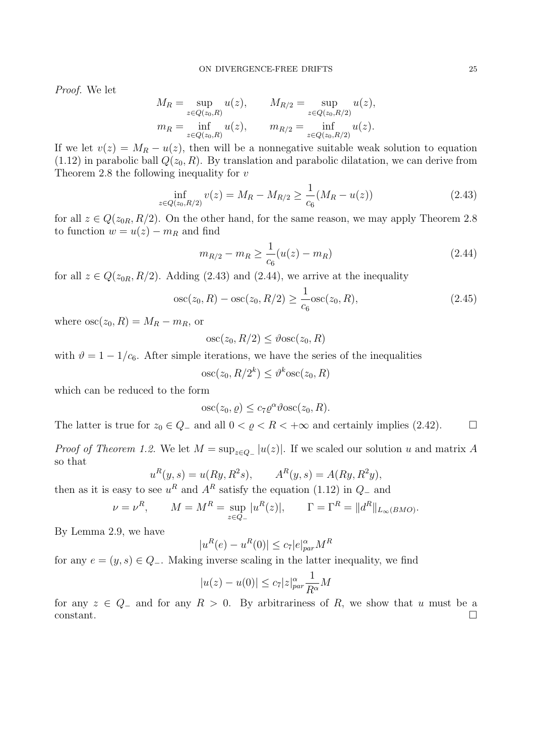*Proof.* We let

$$
\begin{aligned}
M_R &= \sup_{z \in Q(z_0,R)} u(z), \qquad M_{R/2} = \sup_{z \in Q(z_0,R/2)} u(z),\\
m_R &= \inf_{z \in Q(z_0,R)} u(z), \qquad m_{R/2} = \inf_{z \in Q(z_0,R/2)} u(z).
\end{aligned}
$$

If we let $v(z) = M_R - u(z)$, then will be a nonnegative suitable weak solution to equation (1.12) in parabolic ball $Q(z_0, R)$. By translation and parabolic dilatation, we can derive from Theorem 2.8 the following inequality for $v$

$$
\inf_{z \in Q(z_0,R/2)} v(z) = M_R - M_{R/2} \geq \frac{1}{c_6}(M_R - u(z)) \tag{2.43}
$$

for all $z \in Q(z_{0R}, R/2)$. On the other hand, for the same reason, we may apply Theorem 2.8 to function $w = u(z) - m_R$ and find

$$
m_{R/2} - m_R \geq \frac{1}{c_6}(u(z) - m_R) \tag{2.44}
$$

for all $z \in Q(z_{0R}, R/2)$. Adding (2.43) and (2.44), we arrive at the inequality

$$
\mathrm{osc}(z_0, R) - \mathrm{osc}(z_0, R/2) \geq \frac{1}{c_6}\mathrm{osc}(z_0, R), \tag{2.45}
$$

where $\mathrm{osc}(z_0, R) = M_R - m_R$, or

$$
\mathrm{osc}(z_0, R/2) \leq \vartheta \mathrm{osc}(z_0, R)
$$

with $\vartheta = 1 - 1/c_6$. After simple iterations, we have the series of the inequalities

$$
\mathrm{osc}(z_0, R/2^k) \leq \vartheta^k \mathrm{osc}(z_0, R)
$$

which can be reduced to the form

$$
\mathrm{osc}(z_0, \varrho) \leq c_7 \varrho^\alpha \vartheta \mathrm{osc}(z_0, R).
$$

The latter is true for $z_0 \in Q_-$ and all $0 < \varrho < R < +\infty$ and certainly implies (2.42). $\square$

*Proof of Theorem 1.2.* We let $M = \sup_{z \in Q_-} |u(z)|$. If we scaled our solution $u$ and matrix $A$ so that

$$
u^R(y, s) = u(Ry, R^2 s), \qquad A^R(y, s) = A(Ry, R^2 y),
$$

then as it is easy to see $u^R$ and $A^R$ satisfy the equation (1.12) in $Q_-$ and

$$
\nu = \nu^R, \qquad M = M^R = \sup_{z \in Q_-} |u^R(z)|, \qquad \Gamma = \Gamma^R = \|d^R\|_{L_\infty(BMO)}.
$$

By Lemma 2.9, we have

$$
|u^R(e) - u^R(0)| \leq c_7 |e|^\alpha_{par} M^R
$$

for any $e = (y, s) \in Q_-$. Making inverse scaling in the latter inequality, we find

$$
|u(z) - u(0)| \leq c_7 |z|^\alpha_{par} \frac{1}{R^\alpha} M
$$

for any $z \in Q_-$ and for any $R > 0$. By arbitrariness of $R$, we show that $u$ must be a constant. $\square$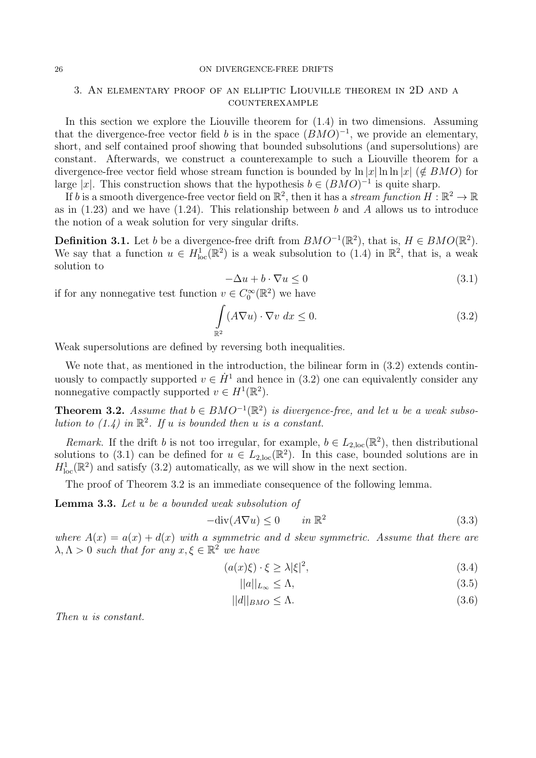## 3. An elementary proof of an elliptic Liouville theorem in 2D and a counterexample

In this section we explore the Liouville theorem for (1.4) in two dimensions. Assuming that the divergence-free vector field $b$ is in the space $(BMO)^{-1}$, we provide an elementary, short, and self contained proof showing that bounded subsolutions (and supersolutions) are constant. Afterwards, we construct a counterexample to such a Liouville theorem for a divergence-free vector field whose stream function is bounded by $\ln|x| \ln\ln|x|$ ($\notin BMO$) for large $|x|$. This construction shows that the hypothesis $b \in (BMO)^{-1}$ is quite sharp.

If $b$ is a smooth divergence-free vector field on $\mathbb{R}^2$, then it has a *stream function* $H : \mathbb{R}^2 \to \mathbb{R}$ as in (1.23) and we have (1.24). This relationship between $b$ and $A$ allows us to introduce the notion of a weak solution for very singular drifts.

**Definition 3.1.** Let $b$ be a divergence-free drift from $BMO^{-1}(\mathbb{R}^2)$, that is, $H \in BMO(\mathbb{R}^2)$. We say that a function $u \in H^1_{\rm loc}(\mathbb{R}^2)$ is a weak subsolution to (1.4) in $\mathbb{R}^2$, that is, a weak solution to

$$-\Delta u + b \cdot \nabla u \leq 0 \tag{3.1}$$

if for any nonnegative test function $v \in C_0^\infty(\mathbb{R}^2)$ we have

$$\int_{\mathbb{R}^2} (A\nabla u) \cdot \nabla v \; dx \leq 0. \tag{3.2}$$

Weak supersolutions are defined by reversing both inequalities.

We note that, as mentioned in the introduction, the bilinear form in (3.2) extends continuously to compactly supported $v \in \dot{H}^1$ and hence in (3.2) one can equivalently consider any nonnegative compactly supported $v \in H^1(\mathbb{R}^2)$.

**Theorem 3.2.** *Assume that $b \in BMO^{-1}(\mathbb{R}^2)$ is divergence-free, and let $u$ be a weak subsolution to (1.4) in $\mathbb{R}^2$. If $u$ is bounded then $u$ is a constant.*

*Remark.* If the drift $b$ is not too irregular, for example, $b \in L_{2,\rm loc}(\mathbb{R}^2)$, then distributional solutions to (3.1) can be defined for $u \in L_{2,\rm loc}(\mathbb{R}^2)$. In this case, bounded solutions are in $H^1_{\rm loc}(\mathbb{R}^2)$ and satisfy (3.2) automatically, as we will show in the next section.

The proof of Theorem 3.2 is an immediate consequence of the following lemma.

**Lemma 3.3.** *Let $u$ be a bounded weak subsolution of*

$$-\text{div}(A\nabla u) \leq 0 \qquad \text{in } \mathbb{R}^2 \tag{3.3}$$

*where $A(x) = a(x) + d(x)$ with $a$ symmetric and $d$ skew symmetric. Assume that there are $\lambda, \Lambda > 0$ such that for any $x, \xi \in \mathbb{R}^2$ we have*

$$(a(x)\xi) \cdot \xi \geq \lambda |\xi|^2, \tag{3.4}$$

$$||a||_{L_\infty} \leq \Lambda, \tag{3.5}$$

$$||d||_{BMO} \leq \Lambda. \tag{3.6}$$

*Then $u$ is constant.*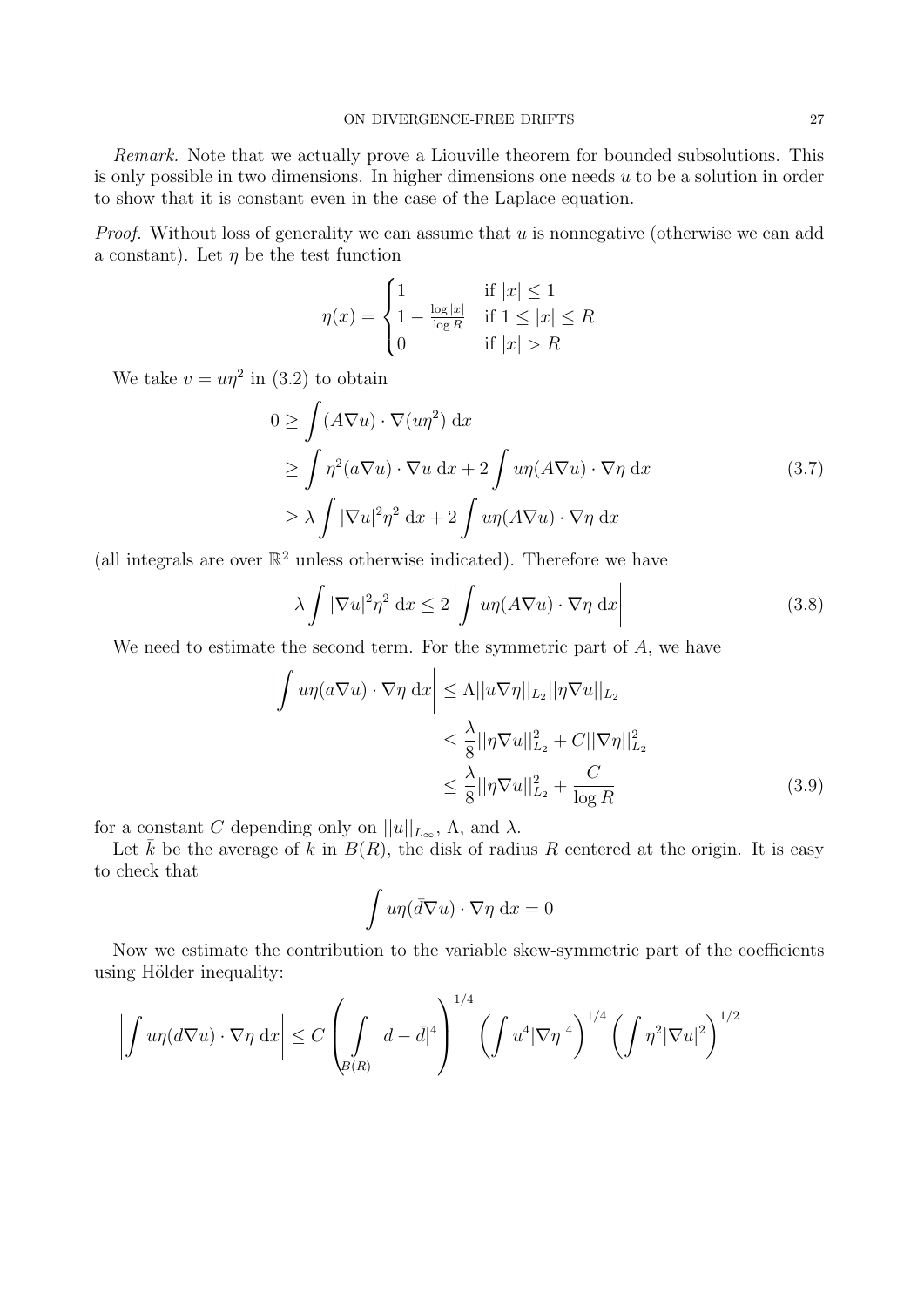*Remark.* Note that we actually prove a Liouville theorem for bounded subsolutions. This is only possible in two dimensions. In higher dimensions one needs $u$ to be a solution in order to show that it is constant even in the case of the Laplace equation.

*Proof.* Without loss of generality we can assume that $u$ is nonnegative (otherwise we can add a constant). Let $\eta$ be the test function

$$\eta(x) = \begin{cases} 1 & \text{if } |x| \leq 1 \\ 1 - \frac{\log|x|}{\log R} & \text{if } 1 \leq |x| \leq R \\ 0 & \text{if } |x| > R \end{cases}$$

We take $v = u\eta^2$ in (3.2) to obtain

$$\begin{aligned} 0 &\geq \int (A\nabla u) \cdot \nabla(u\eta^2) \, \mathrm{d}x \\ &\geq \int \eta^2 (a\nabla u) \cdot \nabla u \, \mathrm{d}x + 2 \int u\eta (A\nabla u) \cdot \nabla \eta \, \mathrm{d}x \\ &\geq \lambda \int |\nabla u|^2 \eta^2 \, \mathrm{d}x + 2 \int u\eta (A\nabla u) \cdot \nabla \eta \, \mathrm{d}x \end{aligned} \tag{3.7}$$

(all integrals are over $\mathbb{R}^2$ unless otherwise indicated). Therefore we have

$$\lambda \int |\nabla u|^2 \eta^2 \, \mathrm{d}x \leq 2 \left| \int u\eta (A\nabla u) \cdot \nabla \eta \, \mathrm{d}x \right| \tag{3.8}$$

We need to estimate the second term. For the symmetric part of $A$, we have

$$\begin{aligned} \left| \int u\eta (a\nabla u) \cdot \nabla \eta \, \mathrm{d}x \right| &\leq \Lambda ||u\nabla\eta||_{L_2} ||\eta\nabla u||_{L_2} \\ &\leq \frac{\lambda}{8} ||\eta\nabla u||_{L_2}^2 + C||\nabla\eta||_{L_2}^2 \\ &\leq \frac{\lambda}{8} ||\eta\nabla u||_{L_2}^2 + \frac{C}{\log R} \end{aligned} \tag{3.9}$$

for a constant $C$ depending only on $||u||_{L_\infty}$, $\Lambda$, and $\lambda$.

Let $\bar{k}$ be the average of $k$ in $B(R)$, the disk of radius $R$ centered at the origin. It is easy to check that

$$\int u\eta (\bar{d}\nabla u) \cdot \nabla \eta \, \mathrm{d}x = 0$$

Now we estimate the contribution to the variable skew-symmetric part of the coefficients using Hölder inequality:

$$\left| \int u\eta (d\nabla u) \cdot \nabla \eta \, \mathrm{d}x \right| \leq C \left( \int_{B(R)} |d - \bar{d}|^4 \right)^{1/4} \left( \int u^4 |\nabla \eta|^4 \right)^{1/4} \left( \int \eta^2 |\nabla u|^2 \right)^{1/2}$$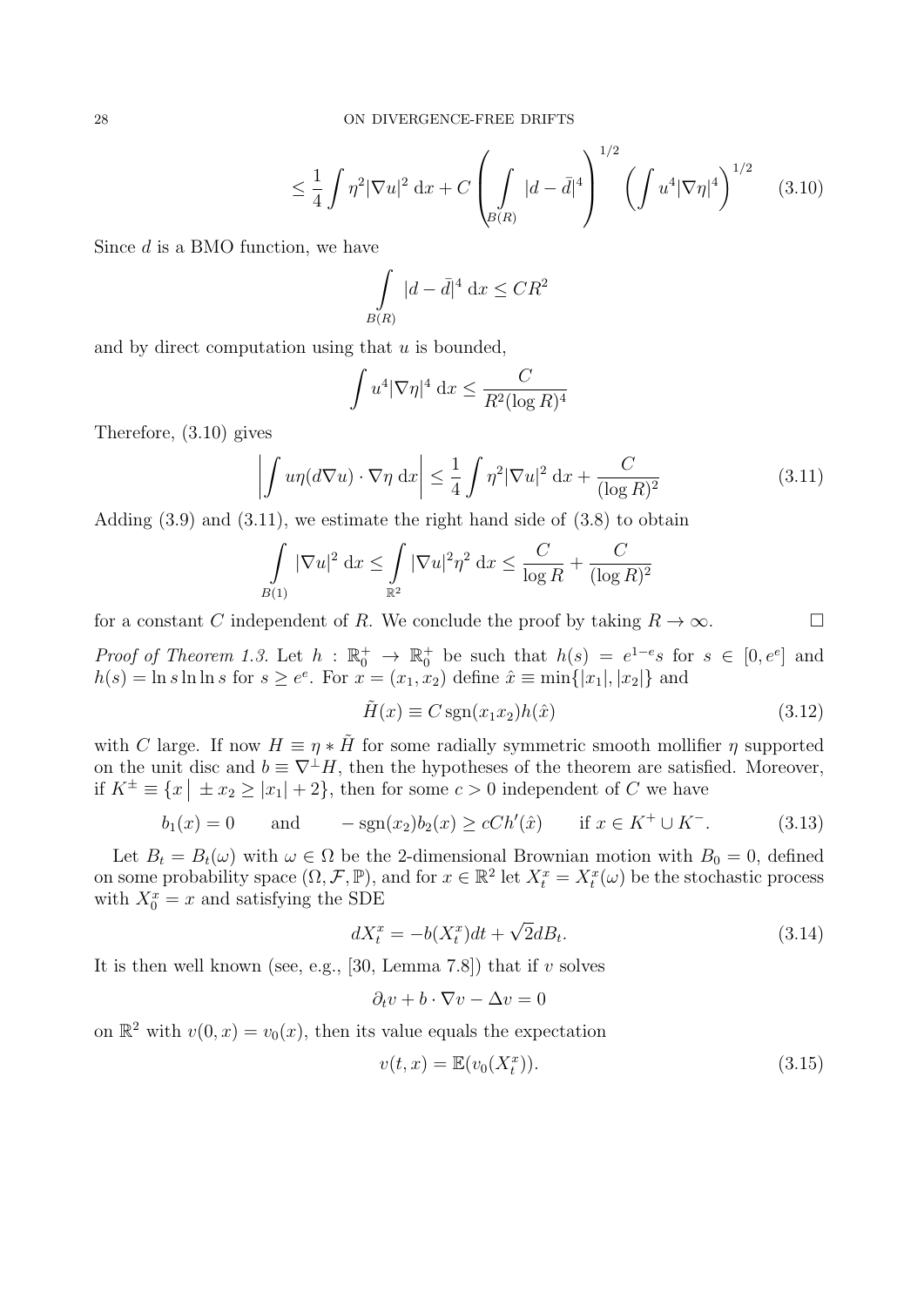$$\leq \frac{1}{4} \int \eta^2 |\nabla u|^2 \, \mathrm{d}x + C \left( \int\limits_{B(R)} |d - \bar{d}|^4 \right)^{1/2} \left( \int u^4 |\nabla \eta|^4 \right)^{1/2} \tag{3.10}$$

Since $d$ is a BMO function, we have

$$\int\limits_{B(R)} |d - \bar{d}|^4 \, \mathrm{d}x \leq CR^2$$

and by direct computation using that $u$ is bounded,

$$\int u^4 |\nabla \eta|^4 \, \mathrm{d}x \leq \frac{C}{R^2 (\log R)^4}$$

Therefore, (3.10) gives

$$\left| \int u\eta (d\nabla u) \cdot \nabla \eta \, \mathrm{d}x \right| \leq \frac{1}{4} \int \eta^2 |\nabla u|^2 \, \mathrm{d}x + \frac{C}{(\log R)^2} \tag{3.11}$$

Adding (3.9) and (3.11), we estimate the right hand side of (3.8) to obtain

$$\int\limits_{B(1)} |\nabla u|^2 \, \mathrm{d}x \leq \int\limits_{\mathbb{R}^2} |\nabla u|^2 \eta^2 \, \mathrm{d}x \leq \frac{C}{\log R} + \frac{C}{(\log R)^2}$$

for a constant $C$ independent of $R$. We conclude the proof by taking $R \to \infty$. $\square$

*Proof of Theorem 1.3.* Let $h : \mathbb{R}_0^+ \to \mathbb{R}_0^+$ be such that $h(s) = e^{1-e}s$ for $s \in [0, e^e]$ and $h(s) = \ln s \ln \ln s$ for $s \geq e^e$. For $x = (x_1, x_2)$ define $\hat{x} \equiv \min\{|x_1|, |x_2|\}$ and

$$\tilde{H}(x) \equiv C \, \mathrm{sgn}(x_1 x_2) h(\hat{x}) \tag{3.12}$$

with $C$ large. If now $H \equiv \eta * \tilde{H}$ for some radially symmetric smooth mollifier $\eta$ supported on the unit disc and $b \equiv \nabla^\perp H$, then the hypotheses of the theorem are satisfied. Moreover, if $K^\pm \equiv \{x \,\big|\, \pm x_2 \geq |x_1| + 2\}$, then for some $c > 0$ independent of $C$ we have

$$b_1(x) = 0 \qquad \text{and} \qquad -\mathrm{sgn}(x_2) b_2(x) \geq cCh'(\hat{x}) \qquad \text{if } x \in K^+ \cup K^-. \tag{3.13}$$

Let $B_t = B_t(\omega)$ with $\omega \in \Omega$ be the 2-dimensional Brownian motion with $B_0 = 0$, defined on some probability space $(\Omega, \mathcal{F}, \mathbb{P})$, and for $x \in \mathbb{R}^2$ let $X_t^x = X_t^x(\omega)$ be the stochastic process with $X_0^x = x$ and satisfying the SDE

$$dX_t^x = -b(X_t^x)dt + \sqrt{2}dB_t. \tag{3.14}$$

It is then well known (see, e.g., [30, Lemma 7.8]) that if $v$ solves

$$\partial_t v + b \cdot \nabla v - \Delta v = 0$$

on $\mathbb{R}^2$ with $v(0, x) = v_0(x)$, then its value equals the expectation

$$v(t, x) = \mathbb{E}(v_0(X_t^x)). \tag{3.15}$$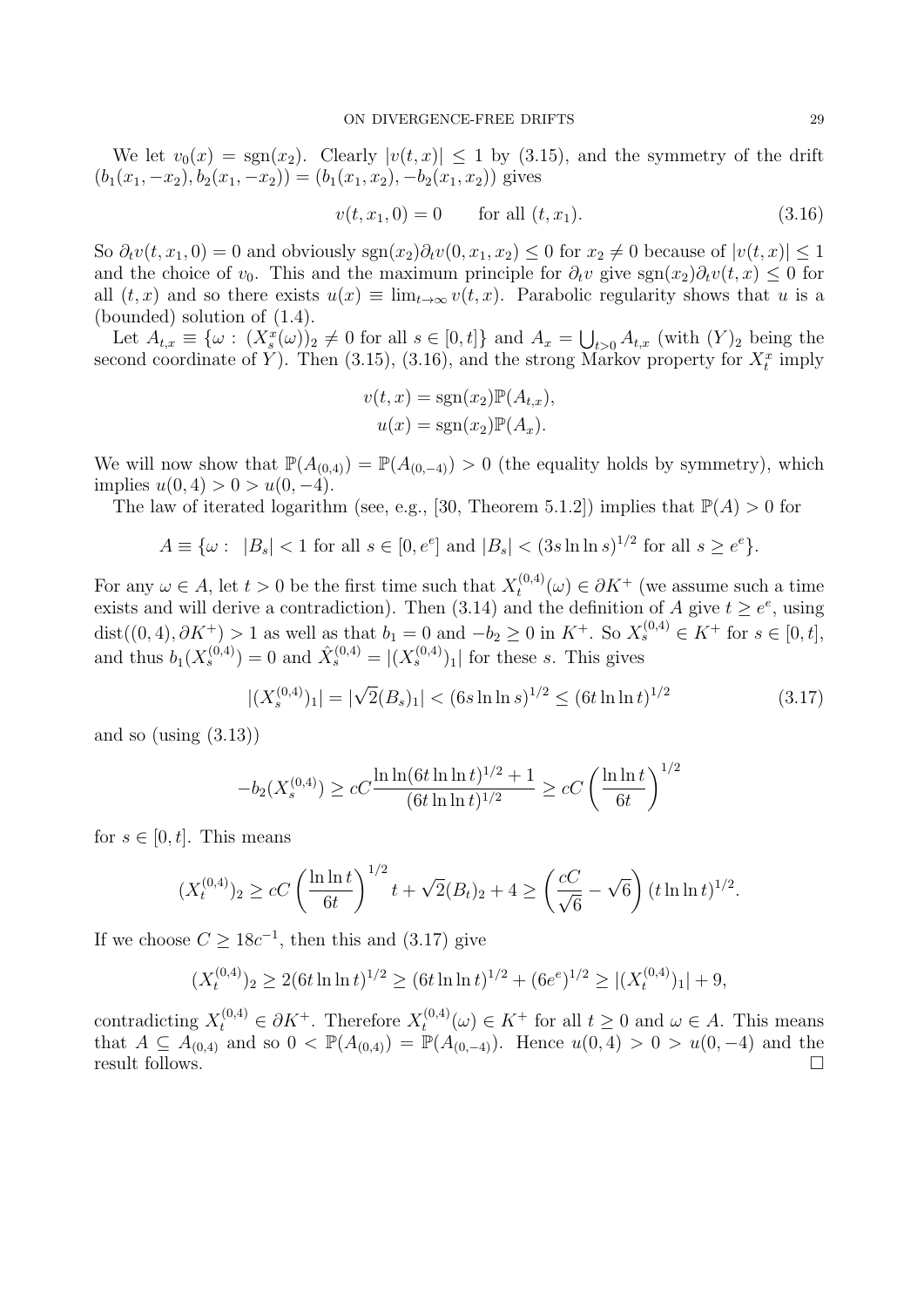We let $v_0(x) = \operatorname{sgn}(x_2)$. Clearly $|v(t,x)| \le 1$ by (3.15), and the symmetry of the drift $(b_1(x_1,-x_2), b_2(x_1,-x_2)) = (b_1(x_1,x_2), -b_2(x_1,x_2))$ gives

$$v(t, x_1, 0) = 0 \qquad \text{for all } (t, x_1). \tag{3.16}$$

So $\partial_t v(t,x_1,0) = 0$ and obviously $\operatorname{sgn}(x_2)\partial_t v(0,x_1,x_2) \le 0$ for $x_2 \ne 0$ because of $|v(t,x)| \le 1$ and the choice of $v_0$. This and the maximum principle for $\partial_t v$ give $\operatorname{sgn}(x_2)\partial_t v(t,x) \le 0$ for all $(t,x)$ and so there exists $u(x) \equiv \lim_{t\to\infty} v(t,x)$. Parabolic regularity shows that $u$ is a (bounded) solution of (1.4).

Let $A_{t,x} \equiv \{\omega : (X_s^x(\omega))_2 \ne 0 \text{ for all } s \in [0,t]\}$ and $A_x = \bigcup_{t>0} A_{t,x}$ (with $(Y)_2$ being the second coordinate of $Y$). Then (3.15), (3.16), and the strong Markov property for $X_t^x$ imply

$$v(t,x) = \operatorname{sgn}(x_2)\mathbb{P}(A_{t,x}),$$
$$u(x) = \operatorname{sgn}(x_2)\mathbb{P}(A_x).$$

We will now show that $\mathbb{P}(A_{(0,4)}) = \mathbb{P}(A_{(0,-4)}) > 0$ (the equality holds by symmetry), which implies $u(0,4) > 0 > u(0,-4)$.

The law of iterated logarithm (see, e.g., [30, Theorem 5.1.2]) implies that $\mathbb{P}(A) > 0$ for

$$A \equiv \{\omega : \ |B_s| < 1 \text{ for all } s \in [0, e^e] \text{ and } |B_s| < (3s \ln\ln s)^{1/2} \text{ for all } s \ge e^e\}.$$

For any $\omega \in A$, let $t > 0$ be the first time such that $X_t^{(0,4)}(\omega) \in \partial K^+$ (we assume such a time exists and will derive a contradiction). Then (3.14) and the definition of $A$ give $t \ge e^e$, using $\operatorname{dist}((0,4), \partial K^+) > 1$ as well as that $b_1 = 0$ and $-b_2 \ge 0$ in $K^+$. So $X_s^{(0,4)} \in K^+$ for $s \in [0,t]$, and thus $b_1(X_s^{(0,4)}) = 0$ and $\hat{X}_s^{(0,4)} = |(X_s^{(0,4)})_1|$ for these $s$. This gives

$$|(X_s^{(0,4)})_1| = |\sqrt{2}(B_s)_1| < (6s \ln\ln s)^{1/2} \le (6t \ln\ln t)^{1/2} \tag{3.17}$$

and so (using (3.13))

$$-b_2(X_s^{(0,4)}) \ge cC \frac{\ln\ln(6t\ln\ln t)^{1/2} + 1}{(6t \ln\ln t)^{1/2}} \ge cC \left(\frac{\ln\ln t}{6t}\right)^{1/2}$$

for $s \in [0,t]$. This means

$$(X_t^{(0,4)})_2 \ge cC \left(\frac{\ln\ln t}{6t}\right)^{1/2} t + \sqrt{2}(B_t)_2 + 4 \ge \left(\frac{cC}{\sqrt{6}} - \sqrt{6}\right)(t \ln\ln t)^{1/2}.$$

If we choose $C \ge 18c^{-1}$, then this and (3.17) give

$$(X_t^{(0,4)})_2 \ge 2(6t\ln\ln t)^{1/2} \ge (6t\ln\ln t)^{1/2} + (6e^e)^{1/2} \ge |(X_t^{(0,4)})_1| + 9,$$

contradicting $X_t^{(0,4)} \in \partial K^+$. Therefore $X_t^{(0,4)}(\omega) \in K^+$ for all $t \ge 0$ and $\omega \in A$. This means that $A \subseteq A_{(0,4)}$ and so $0 < \mathbb{P}(A_{(0,4)}) = \mathbb{P}(A_{(0,-4)})$. Hence $u(0,4) > 0 > u(0,-4)$ and the result follows. $\square$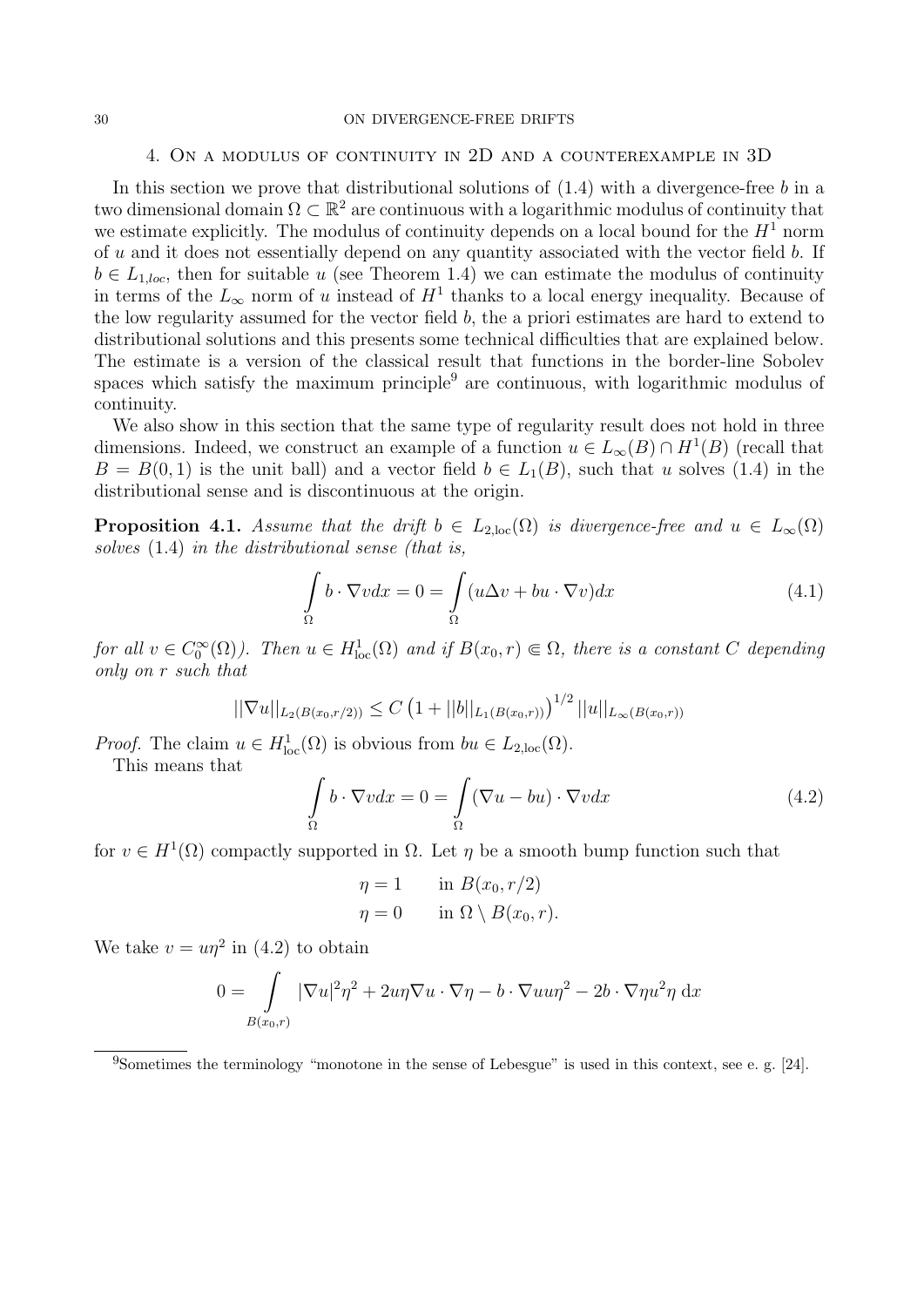## 4. On a modulus of continuity in 2D and a counterexample in 3D

In this section we prove that distributional solutions of (1.4) with a divergence-free $b$ in a two dimensional domain $\Omega \subset \mathbb{R}^2$ are continuous with a logarithmic modulus of continuity that we estimate explicitly. The modulus of continuity depends on a local bound for the $H^1$ norm of $u$ and it does not essentially depend on any quantity associated with the vector field $b$. If $b \in L_{1,loc}$, then for suitable $u$ (see Theorem 1.4) we can estimate the modulus of continuity in terms of the $L_\infty$ norm of $u$ instead of $H^1$ thanks to a local energy inequality. Because of the low regularity assumed for the vector field $b$, the a priori estimates are hard to extend to distributional solutions and this presents some technical difficulties that are explained below. The estimate is a version of the classical result that functions in the border-line Sobolev spaces which satisfy the maximum principle[9] are continuous, with logarithmic modulus of continuity.

We also show in this section that the same type of regularity result does not hold in three dimensions. Indeed, we construct an example of a function $u \in L_\infty(B) \cap H^1(B)$ (recall that $B = B(0,1)$ is the unit ball) and a vector field $b \in L_1(B)$, such that $u$ solves (1.4) in the distributional sense and is discontinuous at the origin.

**Proposition 4.1.** *Assume that the drift $b \in L_{2,\mathrm{loc}}(\Omega)$ is divergence-free and $u \in L_\infty(\Omega)$ solves* (1.4) *in the distributional sense (that is,*

$$\int_\Omega b \cdot \nabla v dx = 0 = \int_\Omega (u\Delta v + bu \cdot \nabla v) dx \tag{4.1}$$

*for all $v \in C_0^\infty(\Omega)$). Then $u \in H^1_{\mathrm{loc}}(\Omega)$ and if $B(x_0, r) \Subset \Omega$, there is a constant $C$ depending only on $r$ such that*

$$||\nabla u||_{L_2(B(x_0,r/2))} \leq C \left(1 + ||b||_{L_1(B(x_0,r))}\right)^{1/2} ||u||_{L_\infty(B(x_0,r))}$$

*Proof.* The claim $u \in H^1_{\mathrm{loc}}(\Omega)$ is obvious from $bu \in L_{2,\mathrm{loc}}(\Omega)$.

This means that

$$\int_\Omega b \cdot \nabla v dx = 0 = \int_\Omega (\nabla u - bu) \cdot \nabla v dx \tag{4.2}$$

for $v \in H^1(\Omega)$ compactly supported in $\Omega$. Let $\eta$ be a smooth bump function such that

$$\begin{aligned} \eta &= 1 \qquad \text{in } B(x_0, r/2) \\ \eta &= 0 \qquad \text{in } \Omega \setminus B(x_0, r). \end{aligned}$$

We take $v = u\eta^2$ in (4.2) to obtain

$$0 = \int_{B(x_0,r)} |\nabla u|^2 \eta^2 + 2u\eta \nabla u \cdot \nabla \eta - b \cdot \nabla u u \eta^2 - 2b \cdot \nabla \eta u^2 \eta \, \mathrm{d}x$$

[9] Sometimes the terminology "monotone in the sense of Lebesgue" is used in this context, see e. g. [24].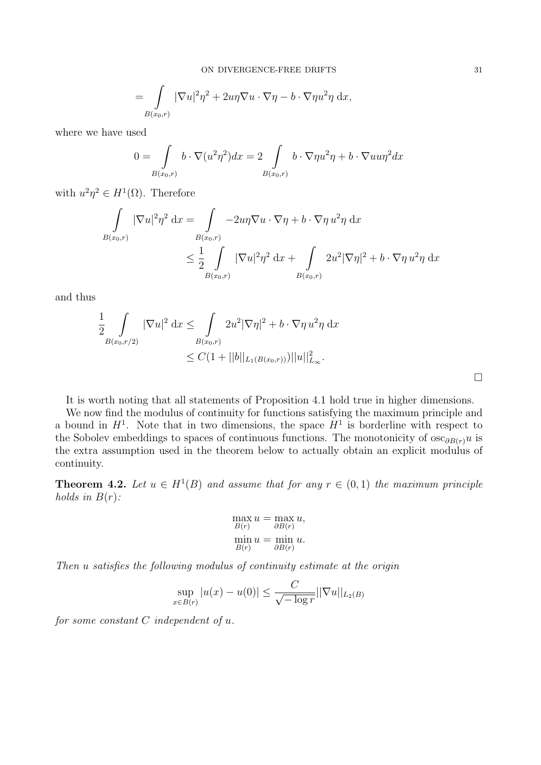$$= \int_{B(x_0,r)} |\nabla u|^2\eta^2 + 2u\eta\nabla u \cdot \nabla\eta - b \cdot \nabla\eta u^2\eta \, \mathrm{d}x,$$

where we have used

$$0 = \int_{B(x_0,r)} b \cdot \nabla(u^2\eta^2) dx = 2 \int_{B(x_0,r)} b \cdot \nabla\eta u^2\eta + b \cdot \nabla u u\eta^2 dx$$

with $u^2\eta^2 \in H^1(\Omega)$. Therefore

$$\begin{aligned}
\int_{B(x_0,r)} |\nabla u|^2\eta^2 \, \mathrm{d}x &= \int_{B(x_0,r)} -2u\eta\nabla u \cdot \nabla\eta + b \cdot \nabla\eta \, u^2\eta \, \mathrm{d}x \\
&\leq \frac{1}{2} \int_{B(x_0,r)} |\nabla u|^2\eta^2 \, \mathrm{d}x + \int_{B(x_0,r)} 2u^2|\nabla\eta|^2 + b \cdot \nabla\eta \, u^2\eta \, \mathrm{d}x
\end{aligned}$$

and thus

$$\begin{aligned}
\frac{1}{2} \int_{B(x_0,r/2)} |\nabla u|^2 \, \mathrm{d}x &\leq \int_{B(x_0,r)} 2u^2|\nabla\eta|^2 + b \cdot \nabla\eta \, u^2\eta \, \mathrm{d}x \\
&\leq C(1 + ||b||_{L_1(B(x_0,r))})||u||^2_{L_\infty}.
\end{aligned}$$

□

It is worth noting that all statements of Proposition 4.1 hold true in higher dimensions.

We now find the modulus of continuity for functions satisfying the maximum principle and a bound in $H^1$. Note that in two dimensions, the space $H^1$ is borderline with respect to the Sobolev embeddings to spaces of continuous functions. The monotonicity of $\operatorname{osc}_{\partial B(r)} u$ is the extra assumption used in the theorem below to actually obtain an explicit modulus of continuity.

**Theorem 4.2.** *Let $u \in H^1(B)$ and assume that for any $r \in (0, 1)$ the maximum principle holds in $B(r)$:*

$$\max_{B(r)} u = \max_{\partial B(r)} u,$$
$$\min_{B(r)} u = \min_{\partial B(r)} u.$$

*Then $u$ satisfies the following modulus of continuity estimate at the origin*

$$\sup_{x \in B(r)} |u(x) - u(0)| \leq \frac{C}{\sqrt{-\log r}} ||\nabla u||_{L_2(B)}$$

*for some constant $C$ independent of $u$.*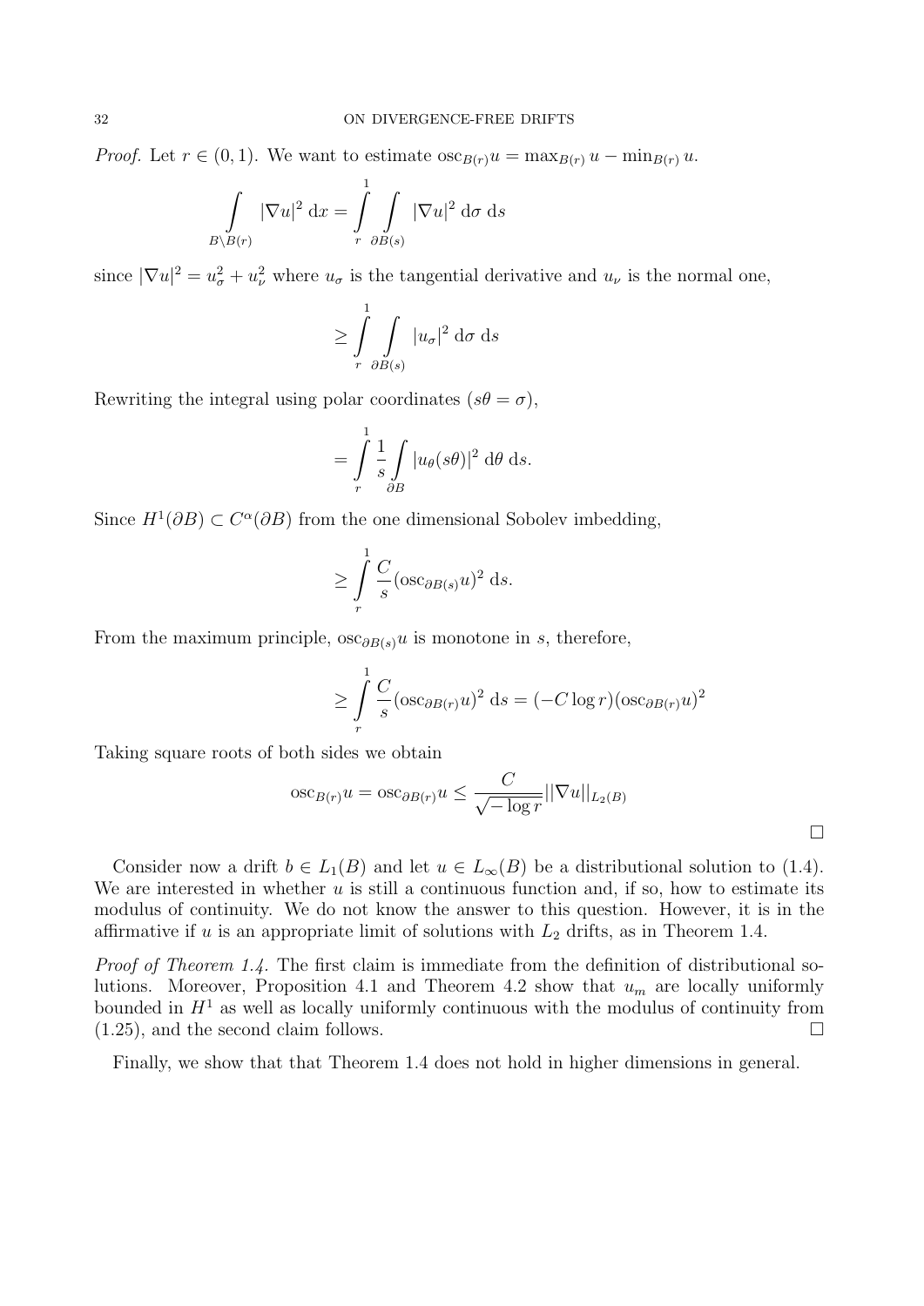*Proof.* Let $r \in (0,1)$. We want to estimate $\text{osc}_{B(r)} u = \max_{B(r)} u - \min_{B(r)} u$.

$$\int_{B \setminus B(r)} |\nabla u|^2 \, \mathrm{d}x = \int_r^1 \int_{\partial B(s)} |\nabla u|^2 \, \mathrm{d}\sigma \, \mathrm{d}s$$

since $|\nabla u|^2 = u_\sigma^2 + u_\nu^2$ where $u_\sigma$ is the tangential derivative and $u_\nu$ is the normal one,

$$\geq \int_r^1 \int_{\partial B(s)} |u_\sigma|^2 \, \mathrm{d}\sigma \, \mathrm{d}s$$

Rewriting the integral using polar coordinates $(s\theta = \sigma)$,

$$= \int_r^1 \frac{1}{s} \int_{\partial B} |u_\theta(s\theta)|^2 \, \mathrm{d}\theta \, \mathrm{d}s.$$

Since $H^1(\partial B) \subset C^\alpha(\partial B)$ from the one dimensional Sobolev imbedding,

$$\geq \int_r^1 \frac{C}{s} (\text{osc}_{\partial B(s)} u)^2 \, \mathrm{d}s.$$

From the maximum principle, $\text{osc}_{\partial B(s)} u$ is monotone in $s$, therefore,

$$\geq \int_r^1 \frac{C}{s} (\text{osc}_{\partial B(r)} u)^2 \, \mathrm{d}s = (-C \log r)(\text{osc}_{\partial B(r)} u)^2$$

Taking square roots of both sides we obtain

$$\text{osc}_{B(r)} u = \text{osc}_{\partial B(r)} u \leq \frac{C}{\sqrt{-\log r}} ||\nabla u||_{L_2(B)}$$

$\square$

Consider now a drift $b \in L_1(B)$ and let $u \in L_\infty(B)$ be a distributional solution to (1.4). We are interested in whether $u$ is still a continuous function and, if so, how to estimate its modulus of continuity. We do not know the answer to this question. However, it is in the affirmative if $u$ is an appropriate limit of solutions with $L_2$ drifts, as in Theorem 1.4.

*Proof of Theorem 1.4.* The first claim is immediate from the definition of distributional solutions. Moreover, Proposition 4.1 and Theorem 4.2 show that $u_m$ are locally uniformly bounded in $H^1$ as well as locally uniformly continuous with the modulus of continuity from (1.25), and the second claim follows. $\square$

Finally, we show that that Theorem 1.4 does not hold in higher dimensions in general.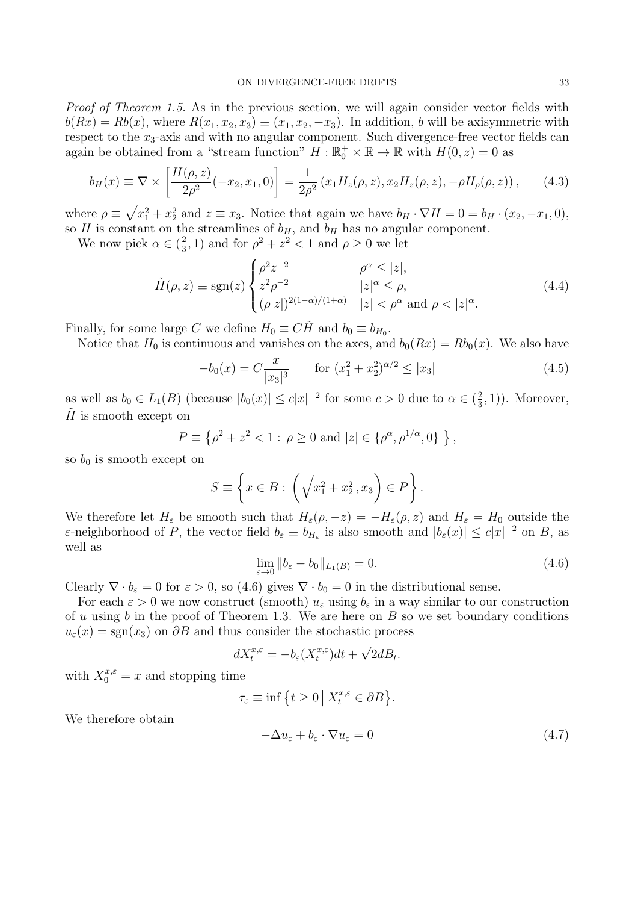*Proof of Theorem 1.5.* As in the previous section, we will again consider vector fields with $b(Rx) = Rb(x)$, where $R(x_1, x_2, x_3) \equiv (x_1, x_2, -x_3)$. In addition, $b$ will be axisymmetric with respect to the $x_3$-axis and with no angular component. Such divergence-free vector fields can again be obtained from a "stream function" $H : \mathbb{R}_0^+ \times \mathbb{R} \to \mathbb{R}$ with $H(0, z) = 0$ as

$$b_H(x) \equiv \nabla \times \left[ \frac{H(\rho, z)}{2\rho^2}(-x_2, x_1, 0) \right] = \frac{1}{2\rho^2} \left( x_1 H_z(\rho, z), x_2 H_z(\rho, z), -\rho H_\rho(\rho, z) \right), \tag{4.3}$$

where $\rho \equiv \sqrt{x_1^2 + x_2^2}$ and $z \equiv x_3$. Notice that again we have $b_H \cdot \nabla H = 0 = b_H \cdot (x_2, -x_1, 0)$, so $H$ is constant on the streamlines of $b_H$, and $b_H$ has no angular component.

We now pick $\alpha \in (\frac{2}{3}, 1)$ and for $\rho^2 + z^2 < 1$ and $\rho \geq 0$ we let

$$\tilde{H}(\rho, z) \equiv \operatorname{sgn}(z) \begin{cases} \rho^2 z^{-2} & \rho^\alpha \leq |z|, \\ z^2 \rho^{-2} & |z|^\alpha \leq \rho, \\ (\rho |z|)^{2(1-\alpha)/(1+\alpha)} & |z| < \rho^\alpha \text{ and } \rho < |z|^\alpha. \end{cases} \tag{4.4}$$

Finally, for some large $C$ we define $H_0 \equiv C\tilde{H}$ and $b_0 \equiv b_{H_0}$.

Notice that $H_0$ is continuous and vanishes on the axes, and $b_0(Rx) = Rb_0(x)$. We also have

$$-b_0(x) = C\frac{x}{|x_3|^3} \qquad \text{for } (x_1^2 + x_2^2)^{\alpha/2} \leq |x_3| \tag{4.5}$$

as well as $b_0 \in L_1(B)$ (because $|b_0(x)| \leq c|x|^{-2}$ for some $c > 0$ due to $\alpha \in (\frac{2}{3}, 1)$). Moreover, $\tilde{H}$ is smooth except on

$$P \equiv \left\{ \rho^2 + z^2 < 1 : \rho \geq 0 \text{ and } |z| \in \{\rho^\alpha, \rho^{1/\alpha}, 0\} \right\},$$

so $b_0$ is smooth except on

$$S \equiv \left\{ x \in B : \left( \sqrt{x_1^2 + x_2^2}, x_3 \right) \in P \right\}.$$

We therefore let $H_\varepsilon$ be smooth such that $H_\varepsilon(\rho, -z) = -H_\varepsilon(\rho, z)$ and $H_\varepsilon = H_0$ outside the $\varepsilon$-neighborhood of $P$, the vector field $b_\varepsilon \equiv b_{H_\varepsilon}$ is also smooth and $|b_\varepsilon(x)| \leq c|x|^{-2}$ on $B$, as well as

$$\lim_{\varepsilon \to 0} \|b_\varepsilon - b_0\|_{L_1(B)} = 0. \tag{4.6}$$

Clearly $\nabla \cdot b_\varepsilon = 0$ for $\varepsilon > 0$, so (4.6) gives $\nabla \cdot b_0 = 0$ in the distributional sense.

For each $\varepsilon > 0$ we now construct (smooth) $u_\varepsilon$ using $b_\varepsilon$ in a way similar to our construction of $u$ using $b$ in the proof of Theorem 1.3. We are here on $B$ so we set boundary conditions $u_\varepsilon(x) = \operatorname{sgn}(x_3)$ on $\partial B$ and thus consider the stochastic process

$$dX_t^{x,\varepsilon} = -b_\varepsilon(X_t^{x,\varepsilon})dt + \sqrt{2}dB_t.$$

with $X_0^{x,\varepsilon} = x$ and stopping time

$$\tau_\varepsilon \equiv \inf \left\{ t \geq 0 \,\middle|\, X_t^{x,\varepsilon} \in \partial B \right\}.$$

We therefore obtain

$$-\Delta u_\varepsilon + b_\varepsilon \cdot \nabla u_\varepsilon = 0 \tag{4.7}$$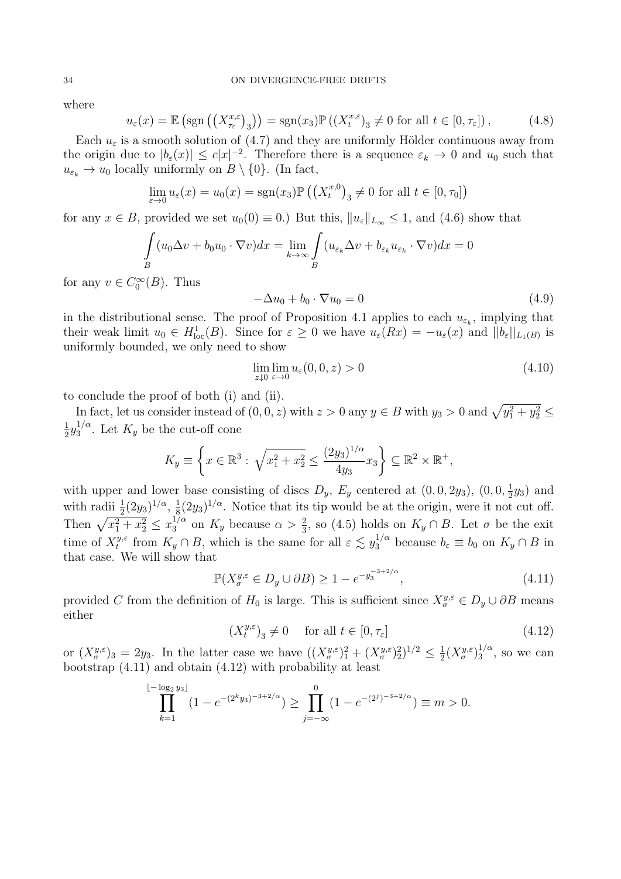where

$$u_\varepsilon(x) = \mathbb{E}\left(\operatorname{sgn}\left(\left(X^{x,\varepsilon}_{\tau_\varepsilon}\right)_3\right)\right) = \operatorname{sgn}(x_3)\mathbb{P}\left((X^{x,\varepsilon}_t)_3 \neq 0 \text{ for all } t \in [0, \tau_\varepsilon]\right), \tag{4.8}$$

Each $u_\varepsilon$ is a smooth solution of (4.7) and they are uniformly Hölder continuous away from the origin due to $|b_\varepsilon(x)| \leq c|x|^{-2}$. Therefore there is a sequence $\varepsilon_k \to 0$ and $u_0$ such that $u_{\varepsilon_k} \to u_0$ locally uniformly on $B \setminus \{0\}$. (In fact,

$$\lim_{\varepsilon \to 0} u_\varepsilon(x) = u_0(x) = \operatorname{sgn}(x_3)\mathbb{P}\left(\left(X^{x,0}_t\right)_3 \neq 0 \text{ for all } t \in [0, \tau_0]\right)$$

for any $x \in B$, provided we set $u_0(0) \equiv 0$.) But this, $\|u_\varepsilon\|_{L_\infty} \leq 1$, and (4.6) show that

$$\int_B (u_0 \Delta v + b_0 u_0 \cdot \nabla v)dx = \lim_{k \to \infty} \int_B (u_{\varepsilon_k} \Delta v + b_{\varepsilon_k} u_{\varepsilon_k} \cdot \nabla v)dx = 0$$

for any $v \in C_0^\infty(B)$. Thus

$$-\Delta u_0 + b_0 \cdot \nabla u_0 = 0 \tag{4.9}$$

in the distributional sense. The proof of Proposition 4.1 applies to each $u_{\varepsilon_k}$, implying that their weak limit $u_0 \in H^1_{\mathrm{loc}}(B)$. Since for $\varepsilon \geq 0$ we have $u_\varepsilon(Rx) = -u_\varepsilon(x)$ and $||b_\varepsilon||_{L_1(B)}$ is uniformly bounded, we only need to show

$$\lim_{z \downarrow 0} \lim_{\varepsilon \to 0} u_\varepsilon(0, 0, z) > 0 \tag{4.10}$$

to conclude the proof of both (i) and (ii).

In fact, let us consider instead of $(0, 0, z)$ with $z > 0$ any $y \in B$ with $y_3 > 0$ and $\sqrt{y_1^2 + y_2^2} \leq \frac{1}{2} y_3^{1/\alpha}$. Let $K_y$ be the cut-off cone

$$K_y \equiv \left\{ x \in \mathbb{R}^3 : \sqrt{x_1^2 + x_2^2} \leq \frac{(2y_3)^{1/\alpha}}{4y_3} x_3 \right\} \subseteq \mathbb{R}^2 \times \mathbb{R}^+,$$

with upper and lower base consisting of discs $D_y$, $E_y$ centered at $(0, 0, 2y_3)$, $(0, 0, \frac{1}{2}y_3)$ and with radii $\frac{1}{2}(2y_3)^{1/\alpha}$, $\frac{1}{8}(2y_3)^{1/\alpha}$. Notice that its tip would be at the origin, were it not cut off. Then $\sqrt{x_1^2 + x_2^2} \leq x_3^{1/\alpha}$ on $K_y$ because $\alpha > \frac{2}{3}$, so (4.5) holds on $K_y \cap B$. Let $\sigma$ be the exit time of $X^{y,\varepsilon}_t$ from $K_y \cap B$, which is the same for all $\varepsilon \lesssim y_3^{1/\alpha}$ because $b_\varepsilon \equiv b_0$ on $K_y \cap B$ in that case. We will show that

$$\mathbb{P}(X^{y,\varepsilon}_\sigma \in D_y \cup \partial B) \geq 1 - e^{-y_3^{-3+2/\alpha}}, \tag{4.11}$$

provided $C$ from the definition of $H_0$ is large. This is sufficient since $X^{y,\varepsilon}_\sigma \in D_y \cup \partial B$ means either

$$(X^{y,\varepsilon}_t)_3 \neq 0 \quad \text{ for all } t \in [0, \tau_\varepsilon] \tag{4.12}$$

or $(X^{y,\varepsilon}_\sigma)_3 = 2y_3$. In the latter case we have $((X^{y,\varepsilon}_\sigma)_1^2 + (X^{y,\varepsilon}_\sigma)_2^2)^{1/2} \leq \frac{1}{2}(X^{y,\varepsilon}_\sigma)_3^{1/\alpha}$, so we can bootstrap (4.11) and obtain (4.12) with probability at least

$$\prod_{k=1}^{\lfloor -\log_2 y_3 \rfloor} (1 - e^{-(2^k y_3)^{-3+2/\alpha}}) \geq \prod_{j=-\infty}^{0} (1 - e^{-(2^j)^{-3+2/\alpha}}) \equiv m > 0.$$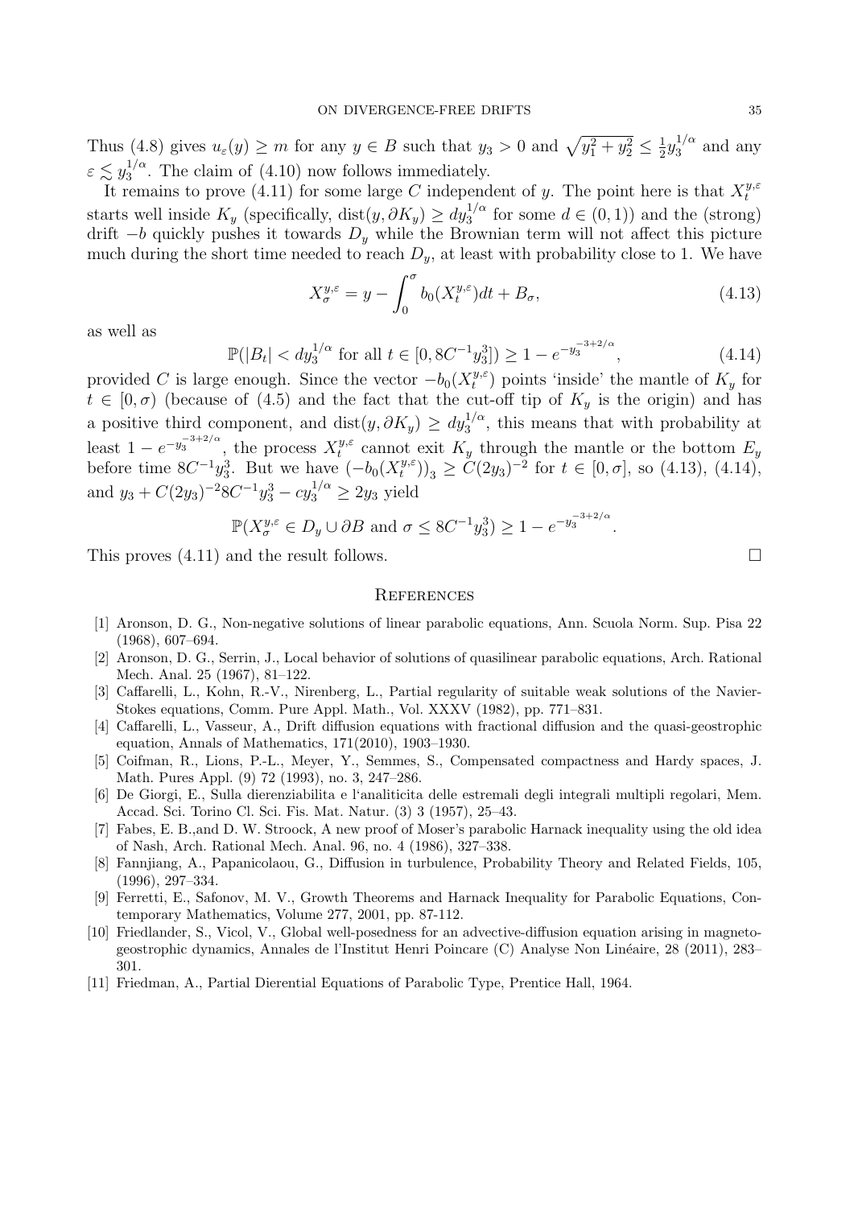Thus (4.8) gives $u_\varepsilon(y) \geq m$ for any $y \in B$ such that $y_3 > 0$ and $\sqrt{y_1^2 + y_2^2} \leq \frac{1}{2} y_3^{1/\alpha}$ and any $\varepsilon \lesssim y_3^{1/\alpha}$. The claim of (4.10) now follows immediately.

It remains to prove (4.11) for some large $C$ independent of $y$. The point here is that $X_t^{y,\varepsilon}$ starts well inside $K_y$ (specifically, $\mathrm{dist}(y, \partial K_y) \geq d y_3^{1/\alpha}$ for some $d \in (0,1)$) and the (strong) drift $-b$ quickly pushes it towards $D_y$ while the Brownian term will not affect this picture much during the short time needed to reach $D_y$, at least with probability close to 1. We have

$$X_\sigma^{y,\varepsilon} = y - \int_0^\sigma b_0(X_t^{y,\varepsilon}) dt + B_\sigma, \tag{4.13}$$

as well as

$$\mathbb{P}(|B_t| < d y_3^{1/\alpha} \text{ for all } t \in [0, 8C^{-1} y_3^3]) \geq 1 - e^{-y_3^{-3+2/\alpha}}, \tag{4.14}$$

provided $C$ is large enough. Since the vector $-b_0(X_t^{y,\varepsilon})$ points 'inside' the mantle of $K_y$ for $t \in [0, \sigma)$ (because of (4.5) and the fact that the cut-off tip of $K_y$ is the origin) and has a positive third component, and $\mathrm{dist}(y, \partial K_y) \geq d y_3^{1/\alpha}$, this means that with probability at least $1 - e^{-y_3^{-3+2/\alpha}}$, the process $X_t^{y,\varepsilon}$ cannot exit $K_y$ through the mantle or the bottom $E_y$ before time $8C^{-1} y_3^3$. But we have $(-b_0(X_t^{y,\varepsilon}))_3 \geq C(2y_3)^{-2}$ for $t \in [0, \sigma]$, so (4.13), (4.14), and $y_3 + C(2y_3)^{-2} 8C^{-1} y_3^3 - c y_3^{1/\alpha} \geq 2y_3$ yield

$$\mathbb{P}(X_\sigma^{y,\varepsilon} \in D_y \cup \partial B \text{ and } \sigma \leq 8C^{-1} y_3^3) \geq 1 - e^{-y_3^{-3+2/\alpha}}.$$

This proves (4.11) and the result follows. $\square$

## References

[1] Aronson, D. G., Non-negative solutions of linear parabolic equations, Ann. Scuola Norm. Sup. Pisa 22 (1968), 607–694.

[2] Aronson, D. G., Serrin, J., Local behavior of solutions of quasilinear parabolic equations, Arch. Rational Mech. Anal. 25 (1967), 81–122.

[3] Caffarelli, L., Kohn, R.-V., Nirenberg, L., Partial regularity of suitable weak solutions of the Navier-Stokes equations, Comm. Pure Appl. Math., Vol. XXXV (1982), pp. 771–831.

[4] Caffarelli, L., Vasseur, A., Drift diffusion equations with fractional diffusion and the quasi-geostrophic equation, Annals of Mathematics, 171(2010), 1903–1930.

[5] Coifman, R., Lions, P.-L., Meyer, Y., Semmes, S., Compensated compactness and Hardy spaces, J. Math. Pures Appl. (9) 72 (1993), no. 3, 247–286.

[6] De Giorgi, E., Sulla dierenziabilita e l'analiticita delle estremali degli integrali multipli regolari, Mem. Accad. Sci. Torino Cl. Sci. Fis. Mat. Natur. (3) 3 (1957), 25–43.

[7] Fabes, E. B.,and D. W. Stroock, A new proof of Moser's parabolic Harnack inequality using the old idea of Nash, Arch. Rational Mech. Anal. 96, no. 4 (1986), 327–338.

[8] Fannjiang, A., Papanicolaou, G., Diffusion in turbulence, Probability Theory and Related Fields, 105, (1996), 297–334.

[9] Ferretti, E., Safonov, M. V., Growth Theorems and Harnack Inequality for Parabolic Equations, Contemporary Mathematics, Volume 277, 2001, pp. 87-112.

[10] Friedlander, S., Vicol, V., Global well-posedness for an advective-diffusion equation arising in magneto-geostrophic dynamics, Annales de l'Institut Henri Poincare (C) Analyse Non Linéaire, 28 (2011), 283–301.

[11] Friedman, A., Partial Dierential Equations of Parabolic Type, Prentice Hall, 1964.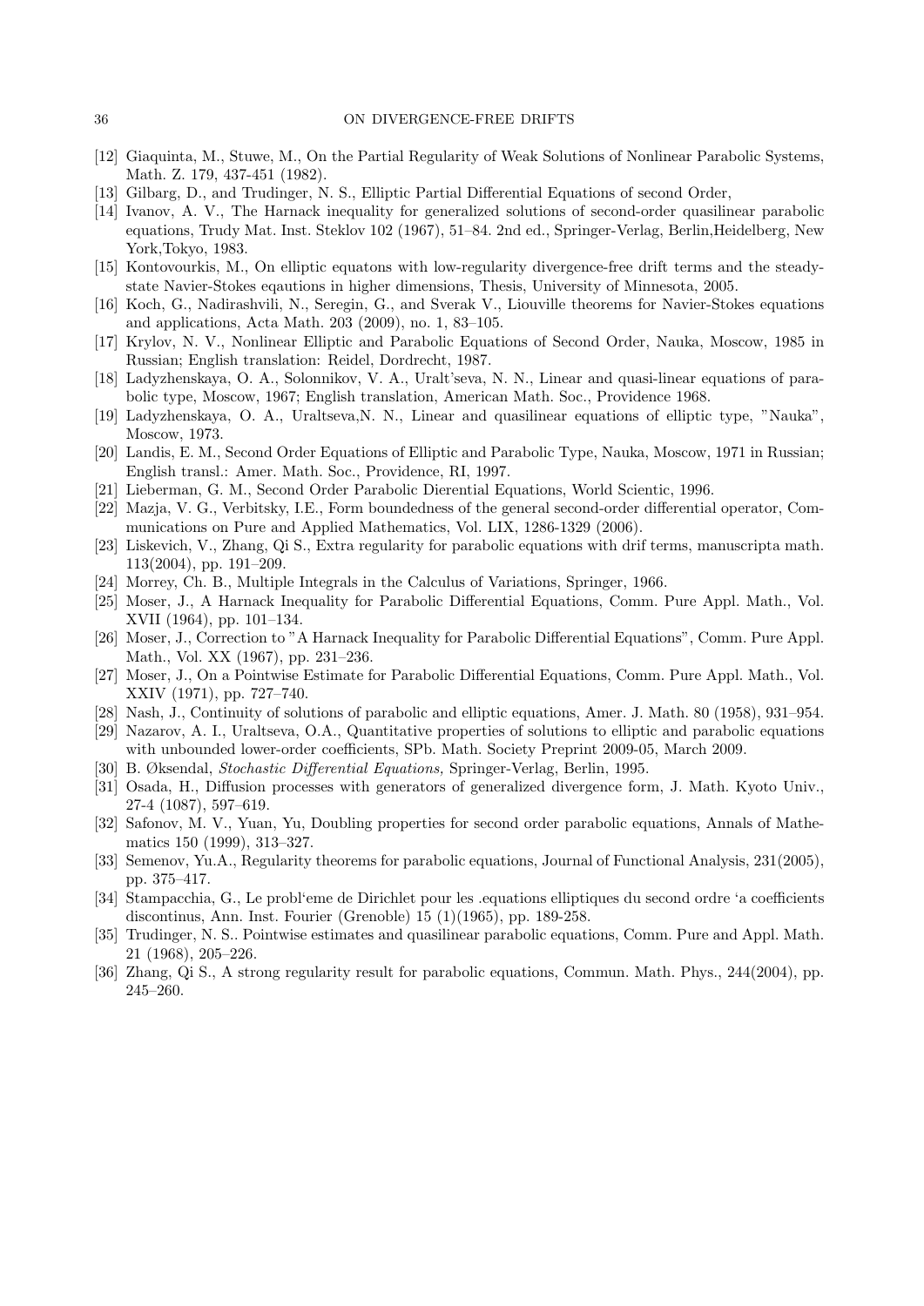[12] Giaquinta, M., Stuwe, M., On the Partial Regularity of Weak Solutions of Nonlinear Parabolic Systems, Math. Z. 179, 437-451 (1982).

[13] Gilbarg, D., and Trudinger, N. S., Elliptic Partial Differential Equations of second Order,

[14] Ivanov, A. V., The Harnack inequality for generalized solutions of second-order quasilinear parabolic equations, Trudy Mat. Inst. Steklov 102 (1967), 51–84. 2nd ed., Springer-Verlag, Berlin,Heidelberg, New York,Tokyo, 1983.

[15] Kontovourkis, M., On elliptic equatons with low-regularity divergence-free drift terms and the steady-state Navier-Stokes eqautions in higher dimensions, Thesis, University of Minnesota, 2005.

[16] Koch, G., Nadirashvili, N., Seregin, G., and Sverak V., Liouville theorems for Navier-Stokes equations and applications, Acta Math. 203 (2009), no. 1, 83–105.

[17] Krylov, N. V., Nonlinear Elliptic and Parabolic Equations of Second Order, Nauka, Moscow, 1985 in Russian; English translation: Reidel, Dordrecht, 1987.

[18] Ladyzhenskaya, O. A., Solonnikov, V. A., Uralt'seva, N. N., Linear and quasi-linear equations of parabolic type, Moscow, 1967; English translation, American Math. Soc., Providence 1968.

[19] Ladyzhenskaya, O. A., Uraltseva,N. N., Linear and quasilinear equations of elliptic type, "Nauka", Moscow, 1973.

[20] Landis, E. M., Second Order Equations of Elliptic and Parabolic Type, Nauka, Moscow, 1971 in Russian; English transl.: Amer. Math. Soc., Providence, RI, 1997.

[21] Lieberman, G. M., Second Order Parabolic Dierential Equations, World Scientic, 1996.

[22] Mazja, V. G., Verbitsky, I.E., Form boundedness of the general second-order differential operator, Communications on Pure and Applied Mathematics, Vol. LIX, 1286-1329 (2006).

[23] Liskevich, V., Zhang, Qi S., Extra regularity for parabolic equations with drif terms, manuscripta math. 113(2004), pp. 191–209.

[24] Morrey, Ch. B., Multiple Integrals in the Calculus of Variations, Springer, 1966.

[25] Moser, J., A Harnack Inequality for Parabolic Differential Equations, Comm. Pure Appl. Math., Vol. XVII (1964), pp. 101–134.

[26] Moser, J., Correction to "A Harnack Inequality for Parabolic Differential Equations", Comm. Pure Appl. Math., Vol. XX (1967), pp. 231–236.

[27] Moser, J., On a Pointwise Estimate for Parabolic Differential Equations, Comm. Pure Appl. Math., Vol. XXIV (1971), pp. 727–740.

[28] Nash, J., Continuity of solutions of parabolic and elliptic equations, Amer. J. Math. 80 (1958), 931–954.

[29] Nazarov, A. I., Uraltseva, O.A., Quantitative properties of solutions to elliptic and parabolic equations with unbounded lower-order coefficients, SPb. Math. Society Preprint 2009-05, March 2009.

[30] B. Øksendal, *Stochastic Differential Equations,* Springer-Verlag, Berlin, 1995.

[31] Osada, H., Diffusion processes with generators of generalized divergence form, J. Math. Kyoto Univ., 27-4 (1087), 597–619.

[32] Safonov, M. V., Yuan, Yu, Doubling properties for second order parabolic equations, Annals of Mathematics 150 (1999), 313–327.

[33] Semenov, Yu.A., Regularity theorems for parabolic equations, Journal of Functional Analysis, 231(2005), pp. 375–417.

[34] Stampacchia, G., Le probl'eme de Dirichlet pour les .equations elliptiques du second ordre 'a coefficients discontinus, Ann. Inst. Fourier (Grenoble) 15 (1)(1965), pp. 189-258.

[35] Trudinger, N. S.. Pointwise estimates and quasilinear parabolic equations, Comm. Pure and Appl. Math. 21 (1968), 205–226.

[36] Zhang, Qi S., A strong regularity result for parabolic equations, Commun. Math. Phys., 244(2004), pp. 245–260.